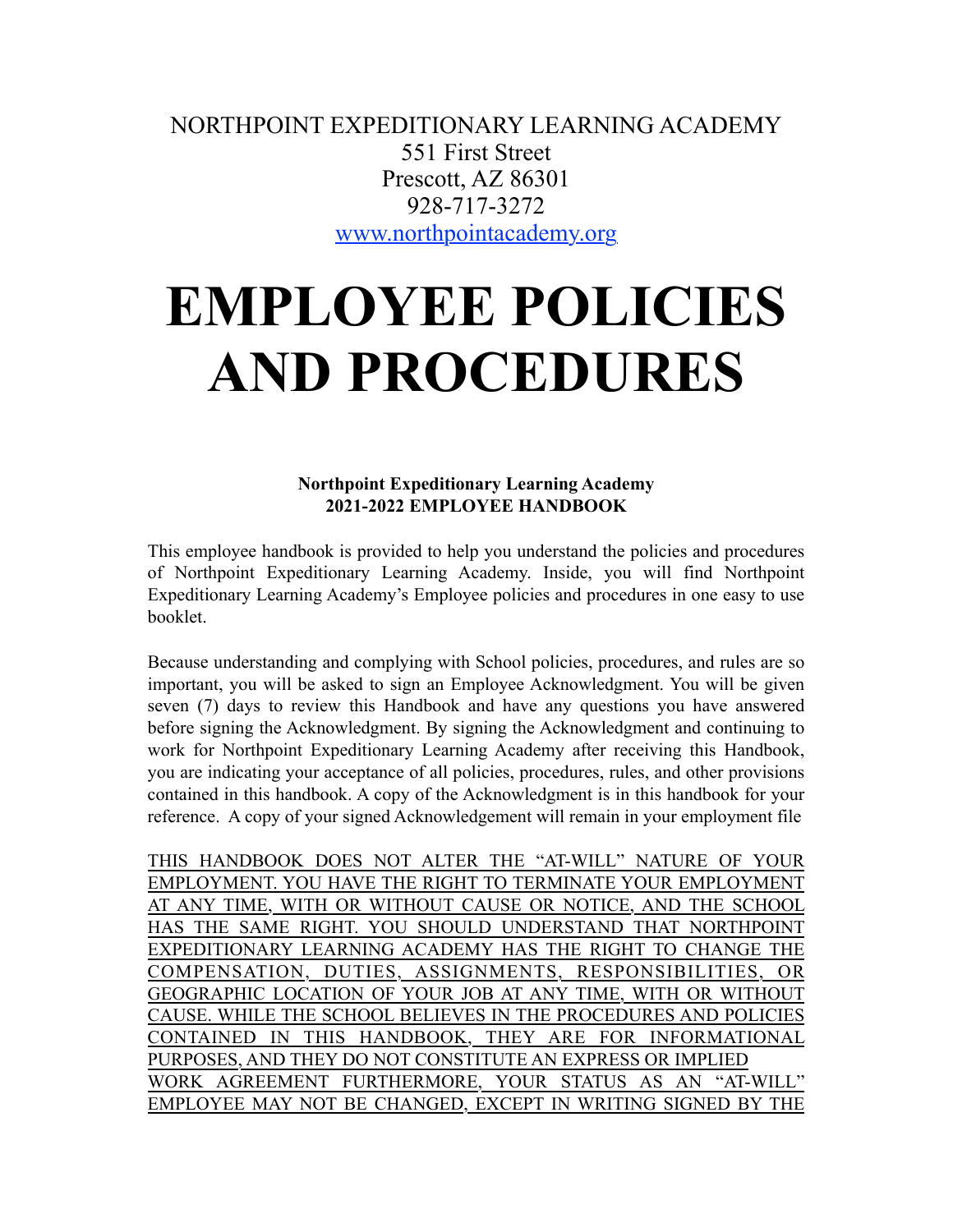NORTHPOINT EXPEDITIONARY LEARNING ACADEMY
551 First Street
Prescott, AZ 86301
928-717-3272
[www.northpointacademy.org](http://www.northpointacademy.org)

# EMPLOYEE POLICIES AND PROCEDURES

**Northpoint Expeditionary Learning Academy**
**2021-2022 EMPLOYEE HANDBOOK**

This employee handbook is provided to help you understand the policies and procedures of Northpoint Expeditionary Learning Academy. Inside, you will find Northpoint Expeditionary Learning Academy's Employee policies and procedures in one easy to use booklet.

Because understanding and complying with School policies, procedures, and rules are so important, you will be asked to sign an Employee Acknowledgment. You will be given seven (7) days to review this Handbook and have any questions you have answered before signing the Acknowledgment. By signing the Acknowledgment and continuing to work for Northpoint Expeditionary Learning Academy after receiving this Handbook, you are indicating your acceptance of all policies, procedures, rules, and other provisions contained in this handbook. A copy of the Acknowledgment is in this handbook for your reference. A copy of your signed Acknowledgement will remain in your employment file

<u>THIS HANDBOOK DOES NOT ALTER THE "AT-WILL" NATURE OF YOUR EMPLOYMENT. YOU HAVE THE RIGHT TO TERMINATE YOUR EMPLOYMENT AT ANY TIME, WITH OR WITHOUT CAUSE OR NOTICE, AND THE SCHOOL HAS THE SAME RIGHT. YOU SHOULD UNDERSTAND THAT NORTHPOINT EXPEDITIONARY LEARNING ACADEMY HAS THE RIGHT TO CHANGE THE COMPENSATION, DUTIES, ASSIGNMENTS, RESPONSIBILITIES, OR GEOGRAPHIC LOCATION OF YOUR JOB AT ANY TIME, WITH OR WITHOUT CAUSE. WHILE THE SCHOOL BELIEVES IN THE PROCEDURES AND POLICIES CONTAINED IN THIS HANDBOOK, THEY ARE FOR INFORMATIONAL PURPOSES, AND THEY DO NOT CONSTITUTE AN EXPRESS OR IMPLIED WORK AGREEMENT FURTHERMORE, YOUR STATUS AS AN "AT-WILL" EMPLOYEE MAY NOT BE CHANGED, EXCEPT IN WRITING SIGNED BY THE</u>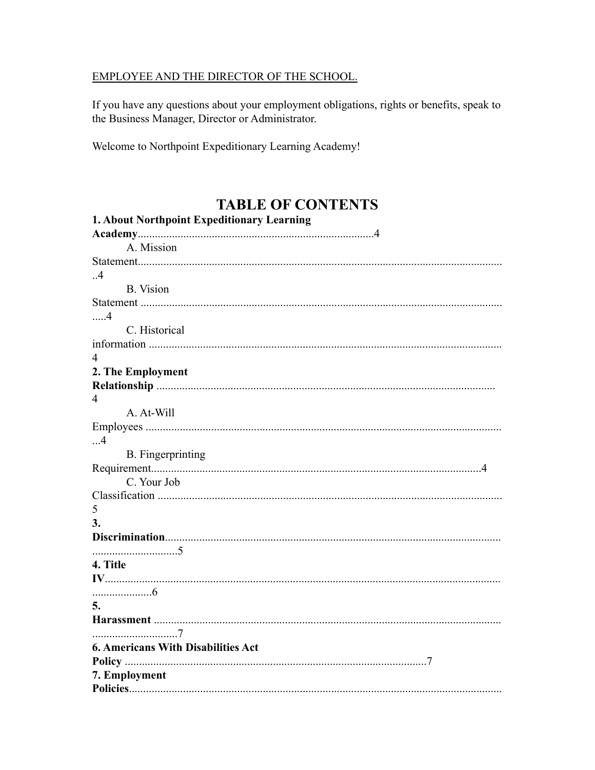EMPLOYEE AND THE DIRECTOR OF THE SCHOOL.

If you have any questions about your employment obligations, rights or benefits, speak to the Business Manager, Director or Administrator.

Welcome to Northpoint Expeditionary Learning Academy!

# TABLE OF CONTENTS

**1. About Northpoint Expeditionary Learning Academy**..................................................................................4

- A. Mission Statement.................................................................................................................................4
- B. Vision Statement ...................................................................................................................................4
- C. Historical information ..........................................................................................................................4

**2. The Employment Relationship** ..................................................................................................................4

- A. At-Will Employees ...............................................................................................................................4
- B. Fingerprinting Requirement...................................................................................................................4
- C. Your Job Classification .........................................................................................................................5

**3. Discrimination**..............................................................................................................................................5

**4. Title IV**............................................................................................................................................................6

**5. Harassment** .....................................................................................................................................................7

**6. Americans With Disabilities Act Policy** ........................................................................................................7

**7. Employment Policies**..................................................................................................................................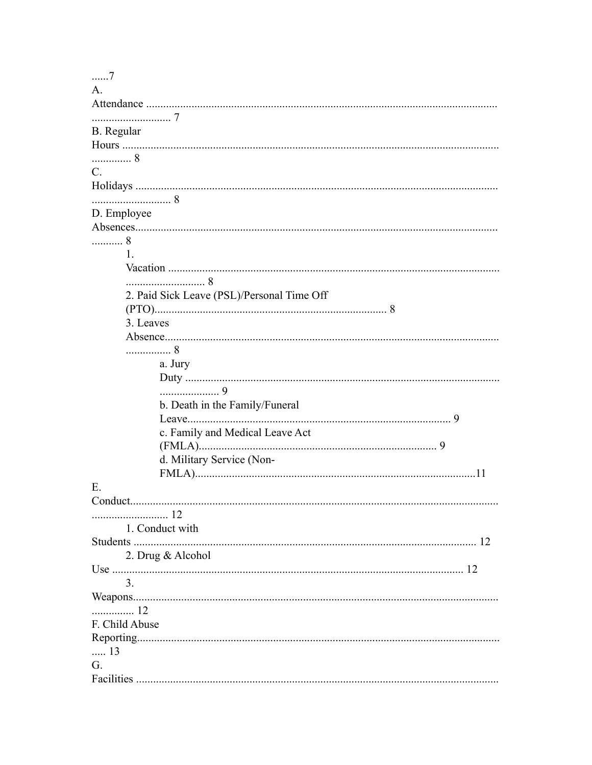......7

A. Attendance ........................................................................................................................ ............................ 7

B. Regular Hours .................................................................................................................................. .............. 8

C. Holidays ............................................................................................................................. ............................ 8

D. Employee Absences............................................................................................................................ ........... 8

- 1. Vacation .................................................................................................................. ............................ 8
- 2. Paid Sick Leave (PSL)/Personal Time Off (PTO)................................................................................. 8
- 3. Leaves Absence.................................................................................................................... ................ 8
    - a. Jury Duty ............................................................................................................ .................... 9
    - b. Death in the Family/Funeral Leave........................................................................................... 9
    - c. Family and Medical Leave Act (FMLA).................................................................................. 9
    - d. Military Service (Non-FMLA)..................................................................................................11

E. Conduct............................................................................................................................... ........................... 12

- 1. Conduct with Students ....................................................................................................................... 12
- 2. Drug & Alcohol Use .......................................................................................................................... 12
- 3. Weapons................................................................................................................................ ............... 12

F. Child Abuse Reporting.............................................................................................................................. ..... 13

G. Facilities .............................................................................................................................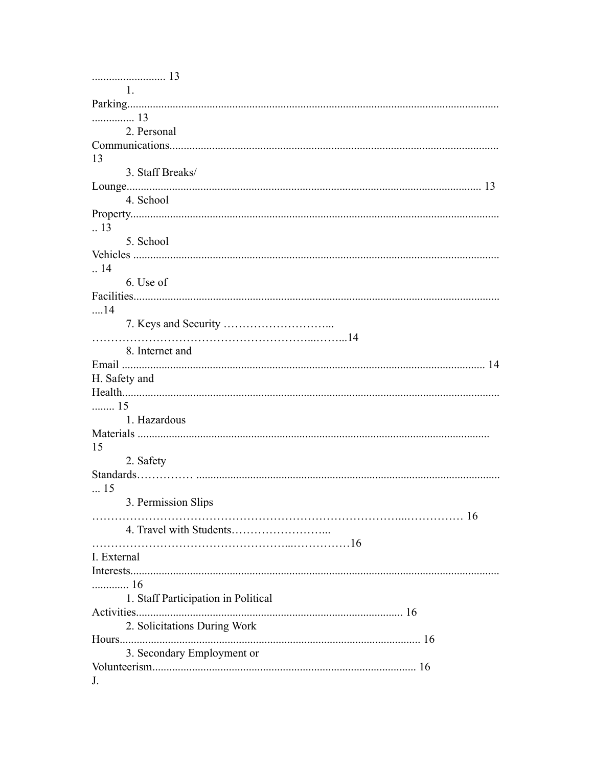.......................... 13

1. Parking................................................................................................................................. 13

2. Personal Communications.................................................................................................................. 13

3. Staff Breaks/ Lounge........................................................................................................................... 13

4. School Property.................................................................................................................................. 13

5. School Vehicles .................................................................................................................................. 14

6. Use of Facilities.................................................................................................................................. 14

7. Keys and Security …………………………………………………………………………...14

8. Internet and Email .............................................................................................................................. 14

H. Safety and Health............................................................................................................................ 15

1. Hazardous Materials ........................................................................................................................... 15

2. Safety Standards…………… ............................................................................................................ 15

3. Permission Slips ………………………………………………………………………………… 16

4. Travel with Students……………………………………………………………………16

I. External Interests.............................................................................................................................. 16

1. Staff Participation in Political Activities............................................................................................ 16

2. Solicitations During Work Hours........................................................................................................ 16

3. Secondary Employment or Volunteerism............................................................................................ 16

J.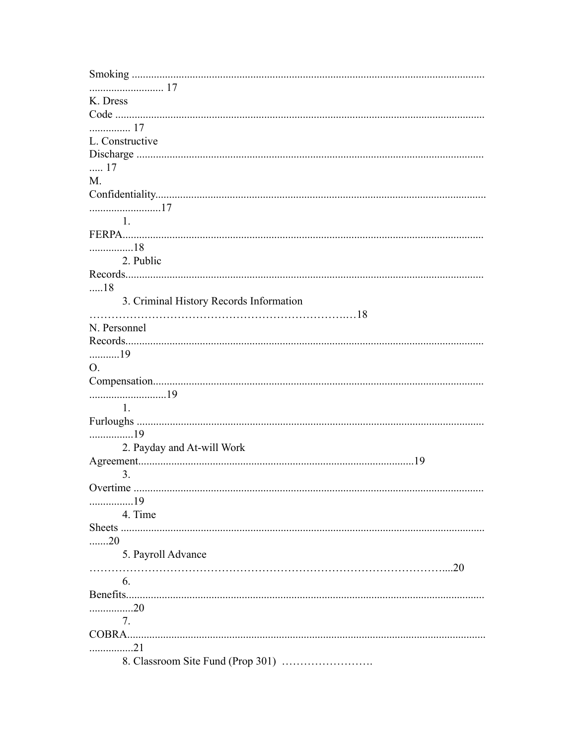Smoking .......................................................................................................................... 17

K. Dress Code ......................................................................................................................... 17

L. Constructive Discharge ................................................................................................................. 17

M. Confidentiality.......................................................................................................................... 17

1. FERPA........................................................................................................................ 18

2. Public Records.............................................................................................................................. 18

3. Criminal History Records Information ……………………………………………………………..…18

N. Personnel Records.............................................................................................................................. 19

O. Compensation..................................................................................................................... 19

1. Furloughs ............................................................................................................................ 19

2. Payday and At-will Work Agreement..................................................................................................19

3. Overtime ............................................................................................................................ 19

4. Time Sheets ...................................................................................................................................... 20

5. Payroll Advance …………………………………………………………………………………….....20

6. Benefits............................................................................................................................ 20

7. COBRA............................................................................................................................ 21

8. Classroom Site Fund (Prop 301) …………………….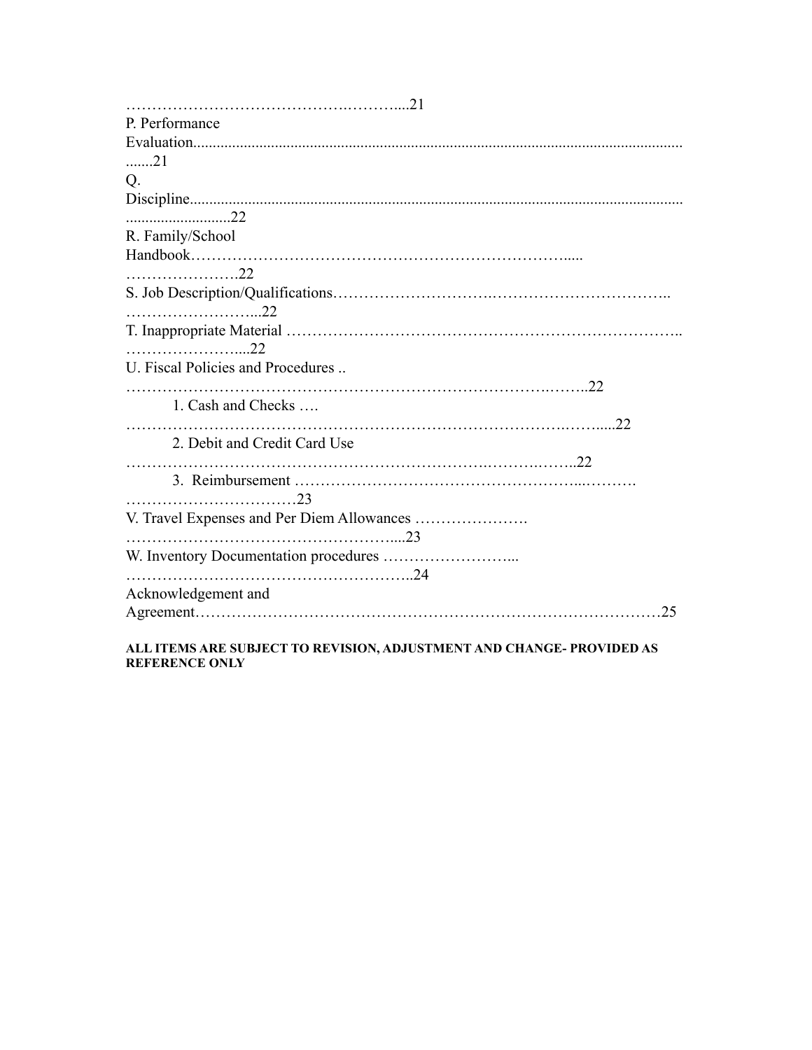…………………………………….………....21
P. Performance Evaluation..............................................................................................................................21
Q. Discipline.........................................................................................................................................22
R. Family/School Handbook…………………………………………………………….....………………….22
S. Job Description/Qualifications…………………………….……………………………..……………………...22
T. Inappropriate Material ……………………………………………………………………..…………………....22
U. Fiscal Policies and Procedures ..…………………………………………………………………….……..22
  1. Cash and Checks ….……………………………………………………………………….……....22
  2. Debit and Credit Card Use………………………………………………………….……….……..22
  3. Reimbursement ……………………………………………...……….……………………………23
V. Travel Expenses and Per Diem Allowances ………………….……………………………………………....23
W. Inventory Documentation procedures ……………………...……………………………………………..24
Acknowledgement and Agreement……………………………………………………………………………25

**ALL ITEMS ARE SUBJECT TO REVISION, ADJUSTMENT AND CHANGE- PROVIDED AS REFERENCE ONLY**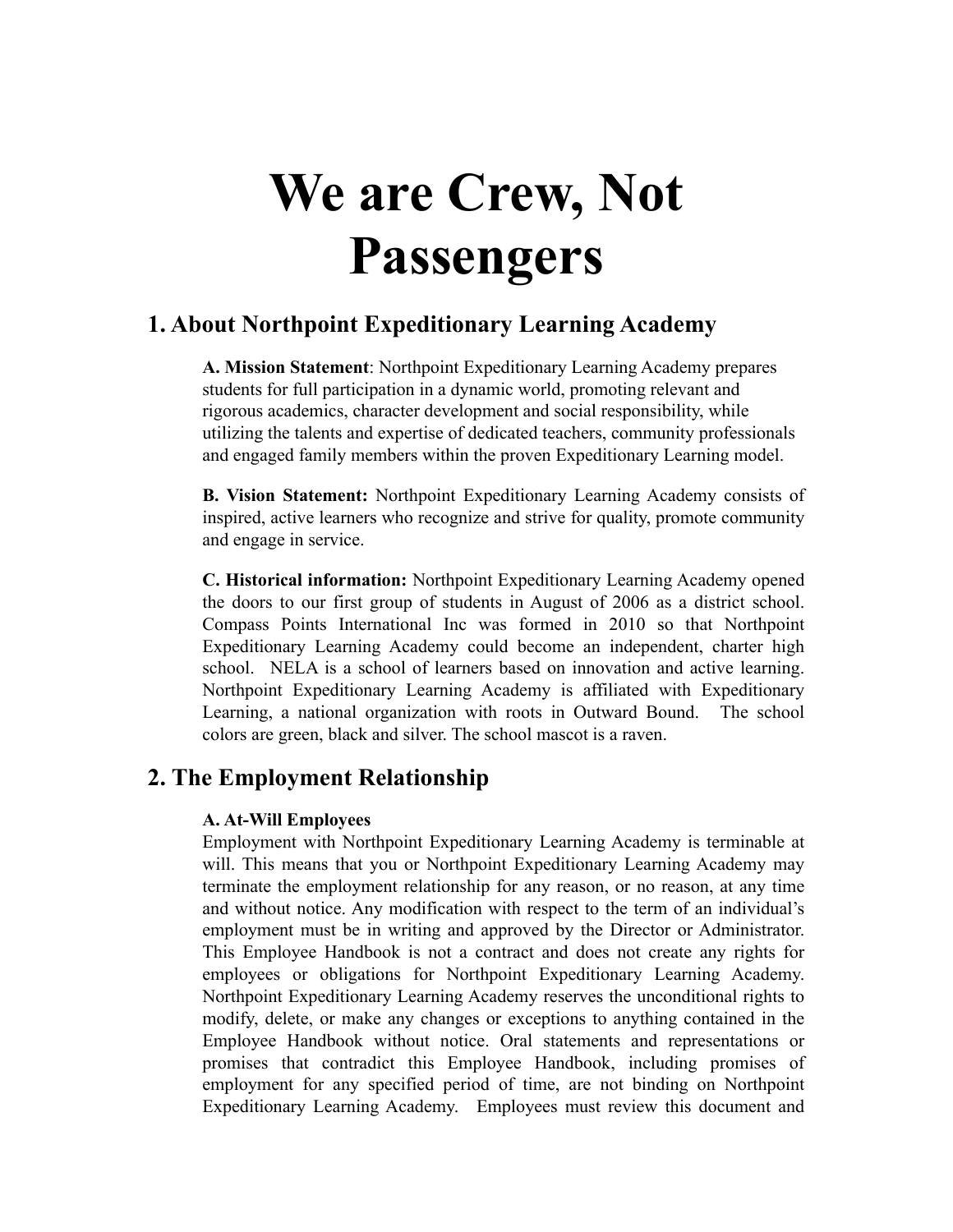# We are Crew, Not Passengers

## 1. About Northpoint Expeditionary Learning Academy

**A. Mission Statement**: Northpoint Expeditionary Learning Academy prepares students for full participation in a dynamic world, promoting relevant and rigorous academics, character development and social responsibility, while utilizing the talents and expertise of dedicated teachers, community professionals and engaged family members within the proven Expeditionary Learning model.

**B. Vision Statement:** Northpoint Expeditionary Learning Academy consists of inspired, active learners who recognize and strive for quality, promote community and engage in service.

**C. Historical information:** Northpoint Expeditionary Learning Academy opened the doors to our first group of students in August of 2006 as a district school. Compass Points International Inc was formed in 2010 so that Northpoint Expeditionary Learning Academy could become an independent, charter high school. NELA is a school of learners based on innovation and active learning. Northpoint Expeditionary Learning Academy is affiliated with Expeditionary Learning, a national organization with roots in Outward Bound. The school colors are green, black and silver. The school mascot is a raven.

## 2. The Employment Relationship

### A. At-Will Employees

Employment with Northpoint Expeditionary Learning Academy is terminable at will. This means that you or Northpoint Expeditionary Learning Academy may terminate the employment relationship for any reason, or no reason, at any time and without notice. Any modification with respect to the term of an individual's employment must be in writing and approved by the Director or Administrator. This Employee Handbook is not a contract and does not create any rights for employees or obligations for Northpoint Expeditionary Learning Academy. Northpoint Expeditionary Learning Academy reserves the unconditional rights to modify, delete, or make any changes or exceptions to anything contained in the Employee Handbook without notice. Oral statements and representations or promises that contradict this Employee Handbook, including promises of employment for any specified period of time, are not binding on Northpoint Expeditionary Learning Academy. Employees must review this document and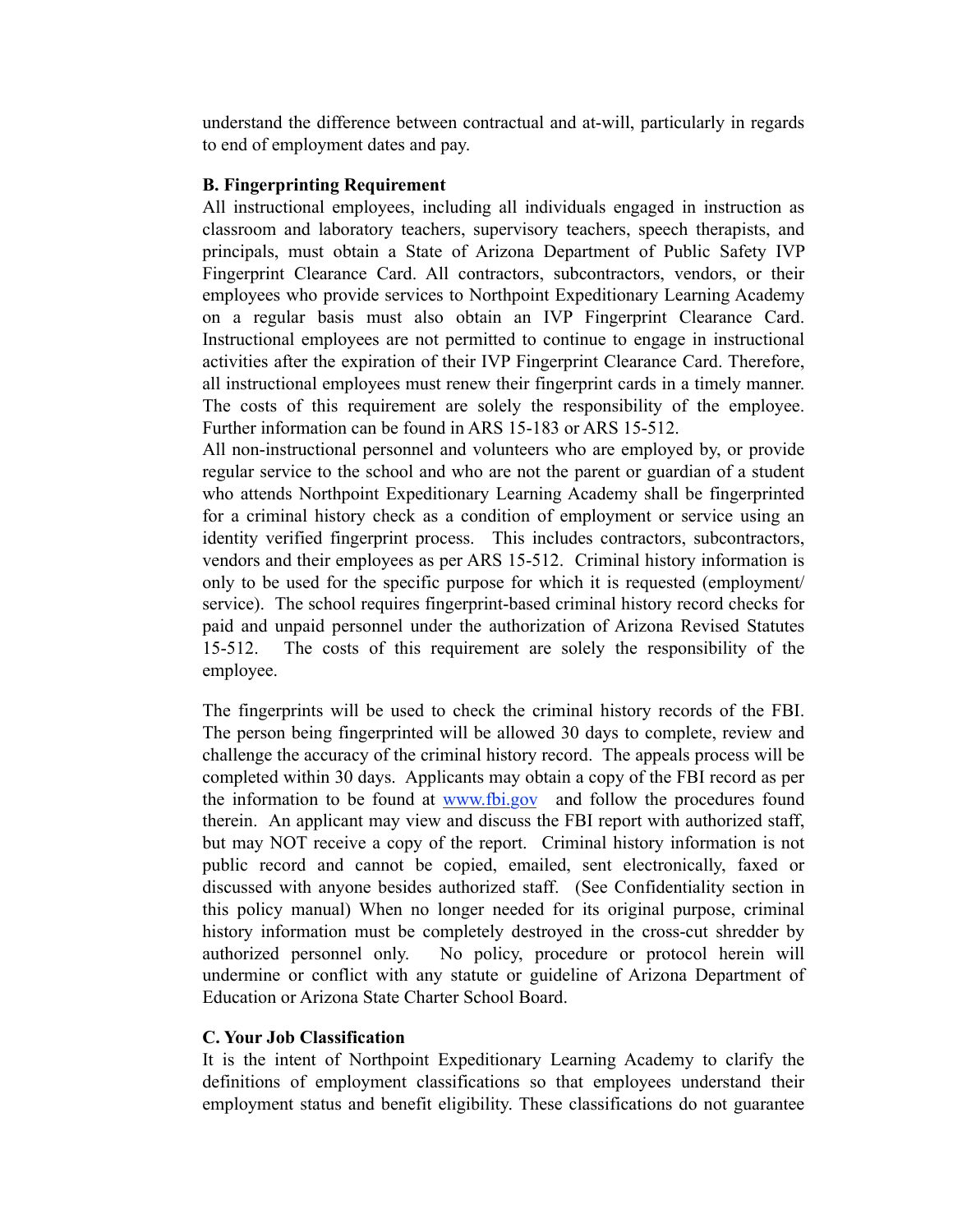understand the difference between contractual and at-will, particularly in regards to end of employment dates and pay.

**B. Fingerprinting Requirement**

All instructional employees, including all individuals engaged in instruction as classroom and laboratory teachers, supervisory teachers, speech therapists, and principals, must obtain a State of Arizona Department of Public Safety IVP Fingerprint Clearance Card. All contractors, subcontractors, vendors, or their employees who provide services to Northpoint Expeditionary Learning Academy on a regular basis must also obtain an IVP Fingerprint Clearance Card. Instructional employees are not permitted to continue to engage in instructional activities after the expiration of their IVP Fingerprint Clearance Card. Therefore, all instructional employees must renew their fingerprint cards in a timely manner. The costs of this requirement are solely the responsibility of the employee. Further information can be found in ARS 15-183 or ARS 15-512.

All non-instructional personnel and volunteers who are employed by, or provide regular service to the school and who are not the parent or guardian of a student who attends Northpoint Expeditionary Learning Academy shall be fingerprinted for a criminal history check as a condition of employment or service using an identity verified fingerprint process. This includes contractors, subcontractors, vendors and their employees as per ARS 15-512. Criminal history information is only to be used for the specific purpose for which it is requested (employment/service). The school requires fingerprint-based criminal history record checks for paid and unpaid personnel under the authorization of Arizona Revised Statutes 15-512. The costs of this requirement are solely the responsibility of the employee.

The fingerprints will be used to check the criminal history records of the FBI. The person being fingerprinted will be allowed 30 days to complete, review and challenge the accuracy of the criminal history record. The appeals process will be completed within 30 days. Applicants may obtain a copy of the FBI record as per the information to be found at [www.fbi.gov](http://www.fbi.gov) and follow the procedures found therein. An applicant may view and discuss the FBI report with authorized staff, but may NOT receive a copy of the report. Criminal history information is not public record and cannot be copied, emailed, sent electronically, faxed or discussed with anyone besides authorized staff. (See Confidentiality section in this policy manual) When no longer needed for its original purpose, criminal history information must be completely destroyed in the cross-cut shredder by authorized personnel only. No policy, procedure or protocol herein will undermine or conflict with any statute or guideline of Arizona Department of Education or Arizona State Charter School Board.

**C. Your Job Classification**

It is the intent of Northpoint Expeditionary Learning Academy to clarify the definitions of employment classifications so that employees understand their employment status and benefit eligibility. These classifications do not guarantee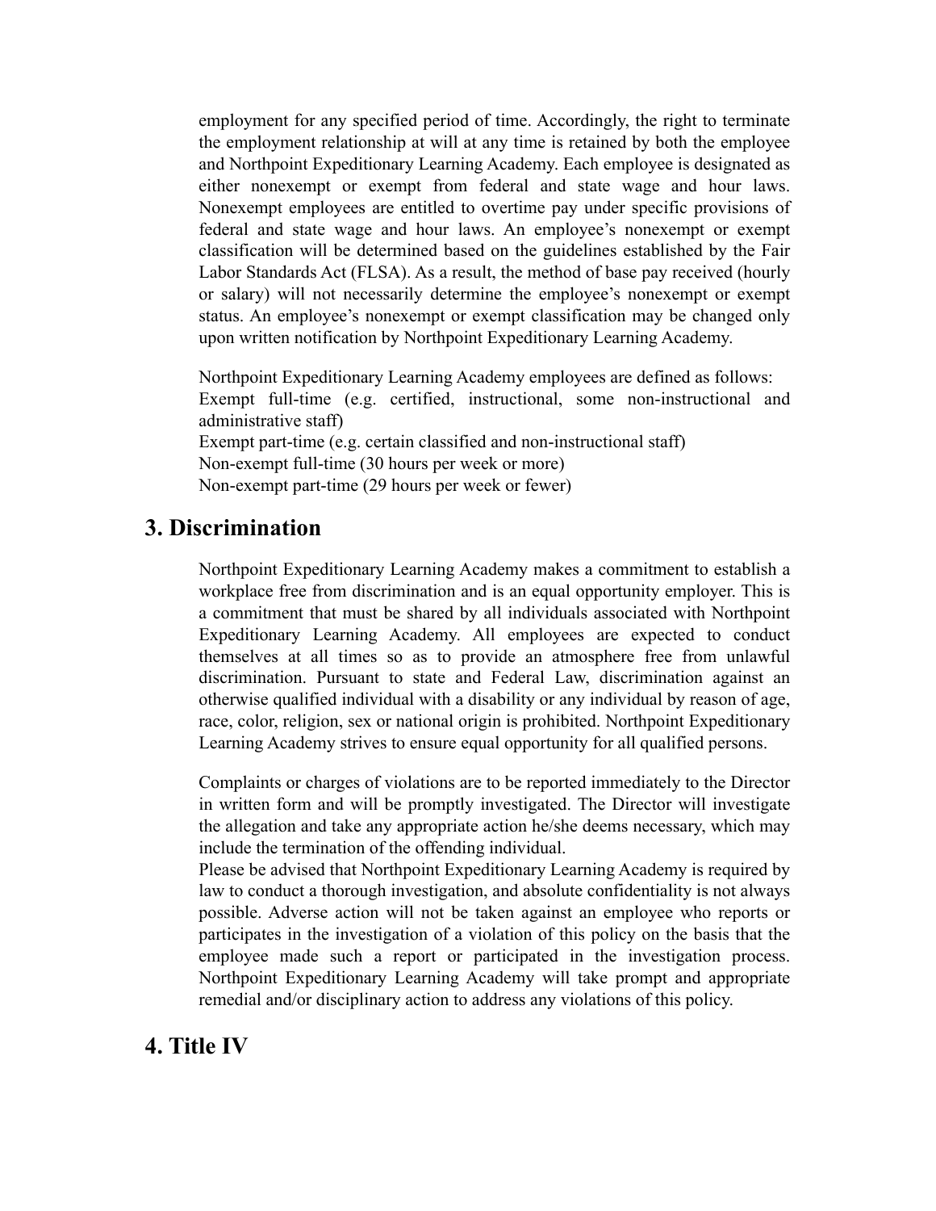employment for any specified period of time. Accordingly, the right to terminate the employment relationship at will at any time is retained by both the employee and Northpoint Expeditionary Learning Academy. Each employee is designated as either nonexempt or exempt from federal and state wage and hour laws. Nonexempt employees are entitled to overtime pay under specific provisions of federal and state wage and hour laws. An employee's nonexempt or exempt classification will be determined based on the guidelines established by the Fair Labor Standards Act (FLSA). As a result, the method of base pay received (hourly or salary) will not necessarily determine the employee's nonexempt or exempt status. An employee's nonexempt or exempt classification may be changed only upon written notification by Northpoint Expeditionary Learning Academy.

Northpoint Expeditionary Learning Academy employees are defined as follows:
Exempt full-time (e.g. certified, instructional, some non-instructional and administrative staff)
Exempt part-time (e.g. certain classified and non-instructional staff)
Non-exempt full-time (30 hours per week or more)
Non-exempt part-time (29 hours per week or fewer)

## 3. Discrimination

Northpoint Expeditionary Learning Academy makes a commitment to establish a workplace free from discrimination and is an equal opportunity employer. This is a commitment that must be shared by all individuals associated with Northpoint Expeditionary Learning Academy. All employees are expected to conduct themselves at all times so as to provide an atmosphere free from unlawful discrimination. Pursuant to state and Federal Law, discrimination against an otherwise qualified individual with a disability or any individual by reason of age, race, color, religion, sex or national origin is prohibited. Northpoint Expeditionary Learning Academy strives to ensure equal opportunity for all qualified persons.

Complaints or charges of violations are to be reported immediately to the Director in written form and will be promptly investigated. The Director will investigate the allegation and take any appropriate action he/she deems necessary, which may include the termination of the offending individual.
Please be advised that Northpoint Expeditionary Learning Academy is required by law to conduct a thorough investigation, and absolute confidentiality is not always possible. Adverse action will not be taken against an employee who reports or participates in the investigation of a violation of this policy on the basis that the employee made such a report or participated in the investigation process. Northpoint Expeditionary Learning Academy will take prompt and appropriate remedial and/or disciplinary action to address any violations of this policy.

## 4. Title IV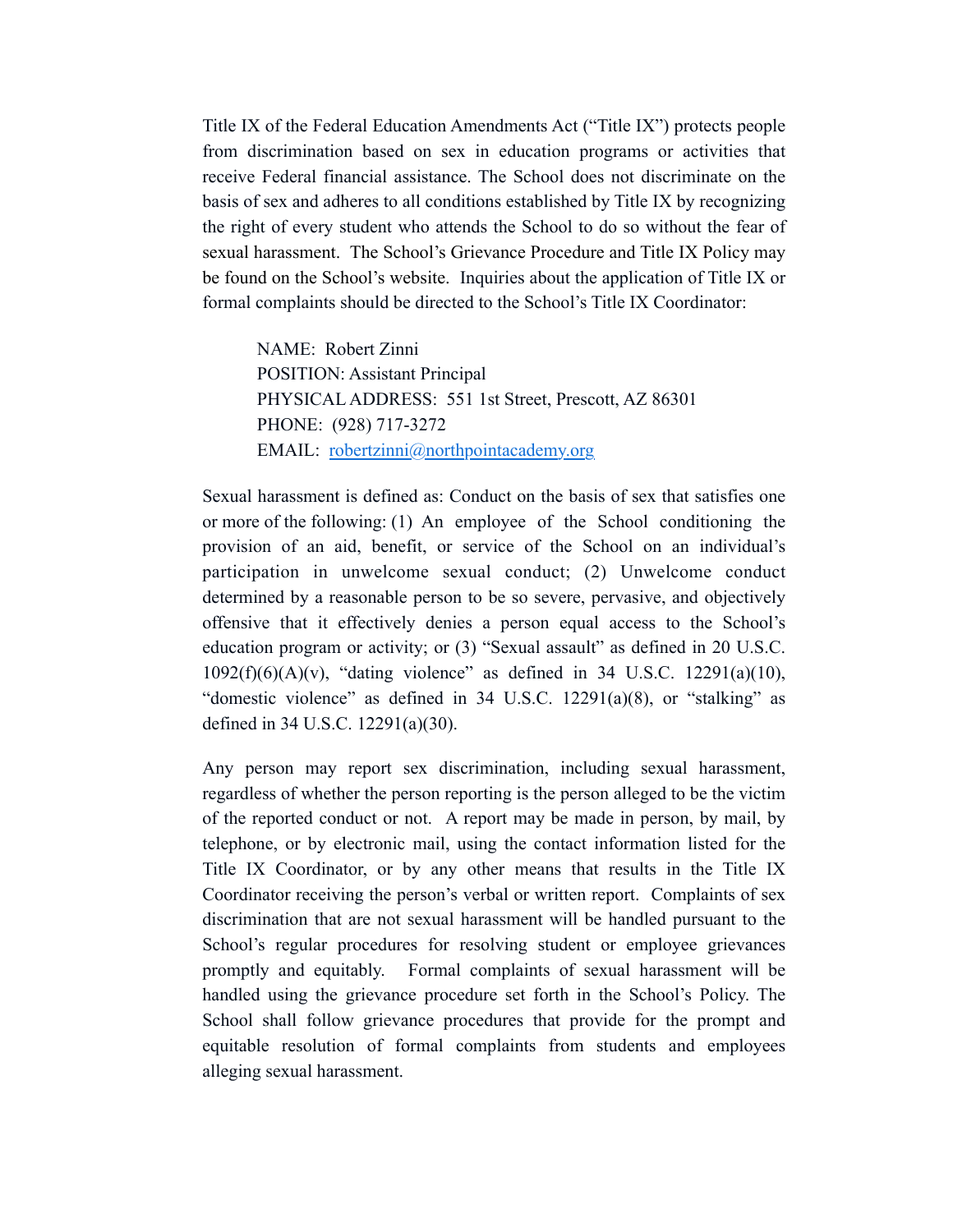Title IX of the Federal Education Amendments Act ("Title IX") protects people from discrimination based on sex in education programs or activities that receive Federal financial assistance. The School does not discriminate on the basis of sex and adheres to all conditions established by Title IX by recognizing the right of every student who attends the School to do so without the fear of sexual harassment. The School's Grievance Procedure and Title IX Policy may be found on the School's website. Inquiries about the application of Title IX or formal complaints should be directed to the School's Title IX Coordinator:

NAME: Robert Zinni
POSITION: Assistant Principal
PHYSICAL ADDRESS: 551 1st Street, Prescott, AZ 86301
PHONE: (928) 717-3272
EMAIL: [robertzinni@northpointacademy.org](mailto:robertzinni@northpointacademy.org)

Sexual harassment is defined as: Conduct on the basis of sex that satisfies one or more of the following: (1) An employee of the School conditioning the provision of an aid, benefit, or service of the School on an individual's participation in unwelcome sexual conduct; (2) Unwelcome conduct determined by a reasonable person to be so severe, pervasive, and objectively offensive that it effectively denies a person equal access to the School's education program or activity; or (3) "Sexual assault" as defined in 20 U.S.C. 1092(f)(6)(A)(v), "dating violence" as defined in 34 U.S.C. 12291(a)(10), "domestic violence" as defined in 34 U.S.C. 12291(a)(8), or "stalking" as defined in 34 U.S.C. 12291(a)(30).

Any person may report sex discrimination, including sexual harassment, regardless of whether the person reporting is the person alleged to be the victim of the reported conduct or not. A report may be made in person, by mail, by telephone, or by electronic mail, using the contact information listed for the Title IX Coordinator, or by any other means that results in the Title IX Coordinator receiving the person's verbal or written report. Complaints of sex discrimination that are not sexual harassment will be handled pursuant to the School's regular procedures for resolving student or employee grievances promptly and equitably. Formal complaints of sexual harassment will be handled using the grievance procedure set forth in the School's Policy. The School shall follow grievance procedures that provide for the prompt and equitable resolution of formal complaints from students and employees alleging sexual harassment.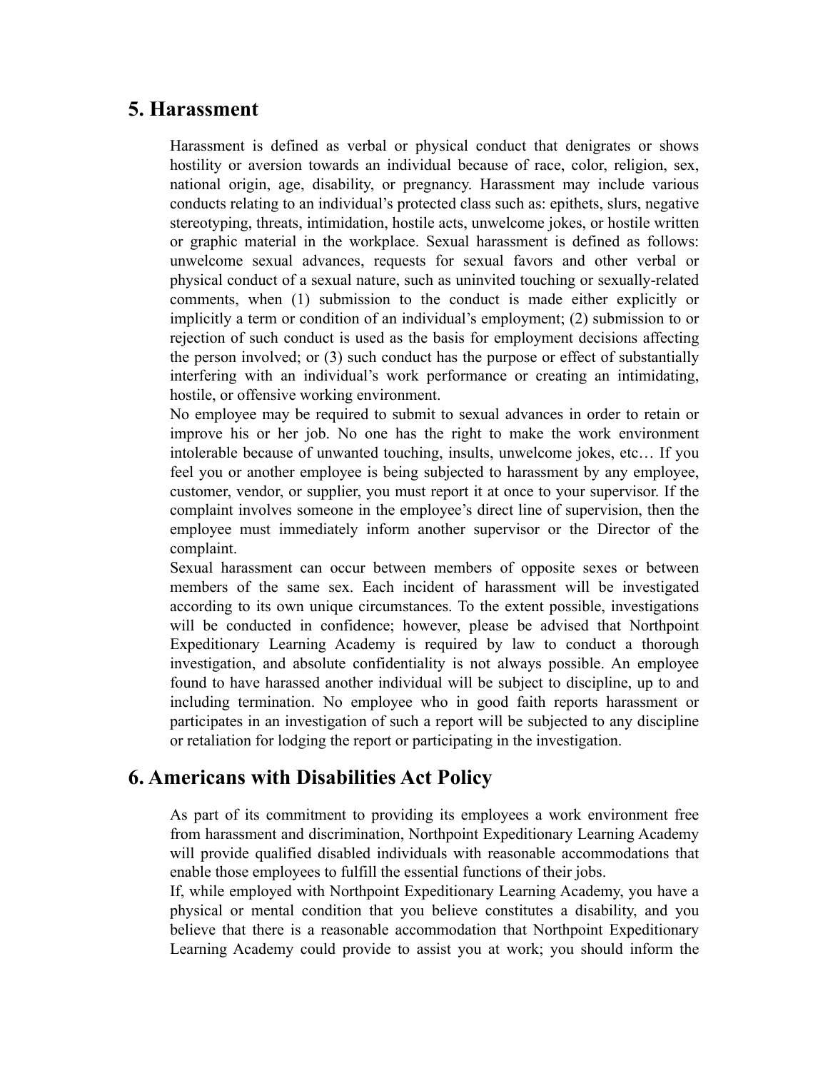## 5. Harassment

Harassment is defined as verbal or physical conduct that denigrates or shows hostility or aversion towards an individual because of race, color, religion, sex, national origin, age, disability, or pregnancy. Harassment may include various conducts relating to an individual's protected class such as: epithets, slurs, negative stereotyping, threats, intimidation, hostile acts, unwelcome jokes, or hostile written or graphic material in the workplace. Sexual harassment is defined as follows: unwelcome sexual advances, requests for sexual favors and other verbal or physical conduct of a sexual nature, such as uninvited touching or sexually-related comments, when (1) submission to the conduct is made either explicitly or implicitly a term or condition of an individual's employment; (2) submission to or rejection of such conduct is used as the basis for employment decisions affecting the person involved; or (3) such conduct has the purpose or effect of substantially interfering with an individual's work performance or creating an intimidating, hostile, or offensive working environment.

No employee may be required to submit to sexual advances in order to retain or improve his or her job. No one has the right to make the work environment intolerable because of unwanted touching, insults, unwelcome jokes, etc… If you feel you or another employee is being subjected to harassment by any employee, customer, vendor, or supplier, you must report it at once to your supervisor. If the complaint involves someone in the employee's direct line of supervision, then the employee must immediately inform another supervisor or the Director of the complaint.

Sexual harassment can occur between members of opposite sexes or between members of the same sex. Each incident of harassment will be investigated according to its own unique circumstances. To the extent possible, investigations will be conducted in confidence; however, please be advised that Northpoint Expeditionary Learning Academy is required by law to conduct a thorough investigation, and absolute confidentiality is not always possible. An employee found to have harassed another individual will be subject to discipline, up to and including termination. No employee who in good faith reports harassment or participates in an investigation of such a report will be subjected to any discipline or retaliation for lodging the report or participating in the investigation.

## 6. Americans with Disabilities Act Policy

As part of its commitment to providing its employees a work environment free from harassment and discrimination, Northpoint Expeditionary Learning Academy will provide qualified disabled individuals with reasonable accommodations that enable those employees to fulfill the essential functions of their jobs.

If, while employed with Northpoint Expeditionary Learning Academy, you have a physical or mental condition that you believe constitutes a disability, and you believe that there is a reasonable accommodation that Northpoint Expeditionary Learning Academy could provide to assist you at work; you should inform the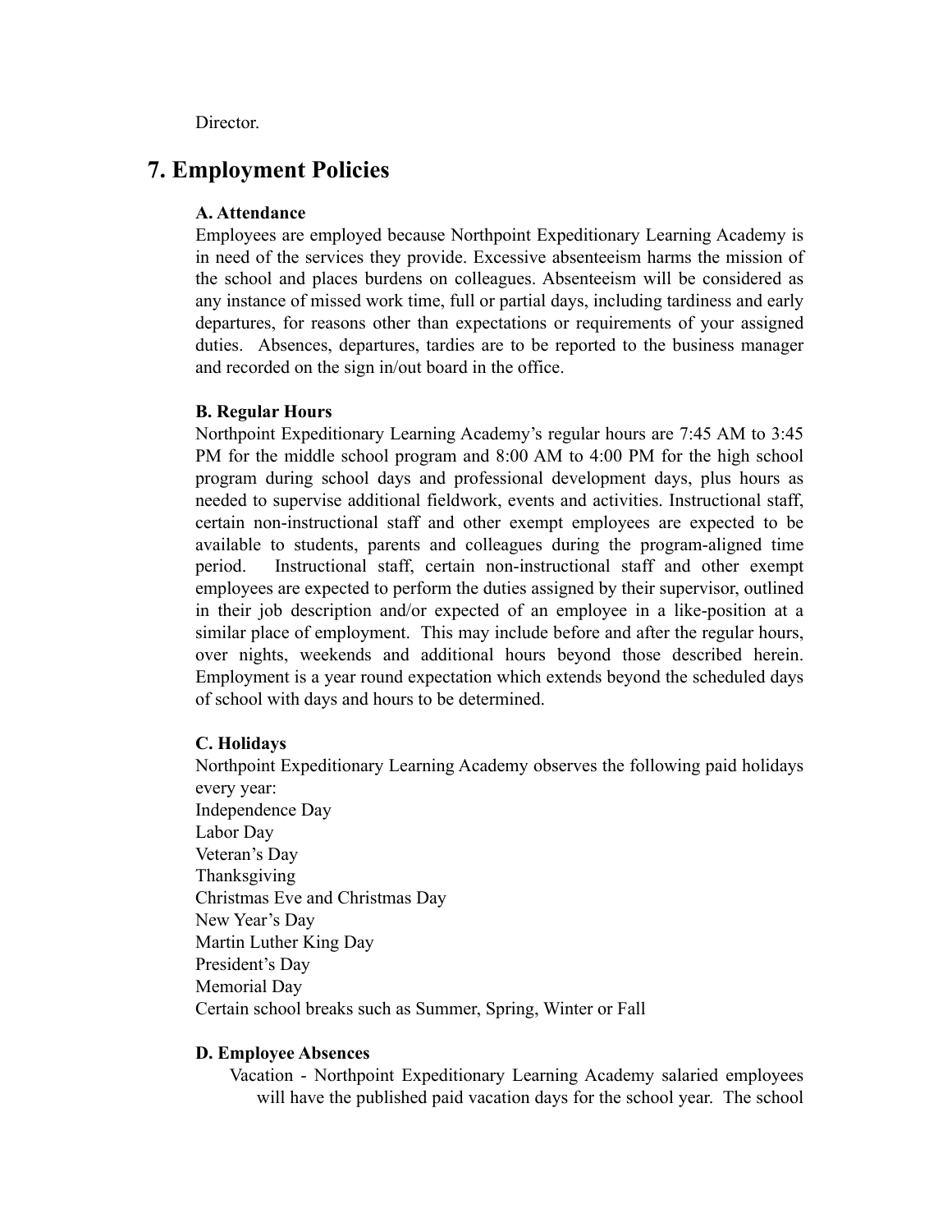Director.

## 7. Employment Policies

**A. Attendance**

Employees are employed because Northpoint Expeditionary Learning Academy is in need of the services they provide. Excessive absenteeism harms the mission of the school and places burdens on colleagues. Absenteeism will be considered as any instance of missed work time, full or partial days, including tardiness and early departures, for reasons other than expectations or requirements of your assigned duties. Absences, departures, tardies are to be reported to the business manager and recorded on the sign in/out board in the office.

**B. Regular Hours**

Northpoint Expeditionary Learning Academy's regular hours are 7:45 AM to 3:45 PM for the middle school program and 8:00 AM to 4:00 PM for the high school program during school days and professional development days, plus hours as needed to supervise additional fieldwork, events and activities. Instructional staff, certain non-instructional staff and other exempt employees are expected to be available to students, parents and colleagues during the program-aligned time period. Instructional staff, certain non-instructional staff and other exempt employees are expected to perform the duties assigned by their supervisor, outlined in their job description and/or expected of an employee in a like-position at a similar place of employment. This may include before and after the regular hours, over nights, weekends and additional hours beyond those described herein. Employment is a year round expectation which extends beyond the scheduled days of school with days and hours to be determined.

**C. Holidays**

Northpoint Expeditionary Learning Academy observes the following paid holidays every year:

Independence Day
Labor Day
Veteran's Day
Thanksgiving
Christmas Eve and Christmas Day
New Year's Day
Martin Luther King Day
President's Day
Memorial Day
Certain school breaks such as Summer, Spring, Winter or Fall

**D. Employee Absences**

Vacation - Northpoint Expeditionary Learning Academy salaried employees will have the published paid vacation days for the school year. The school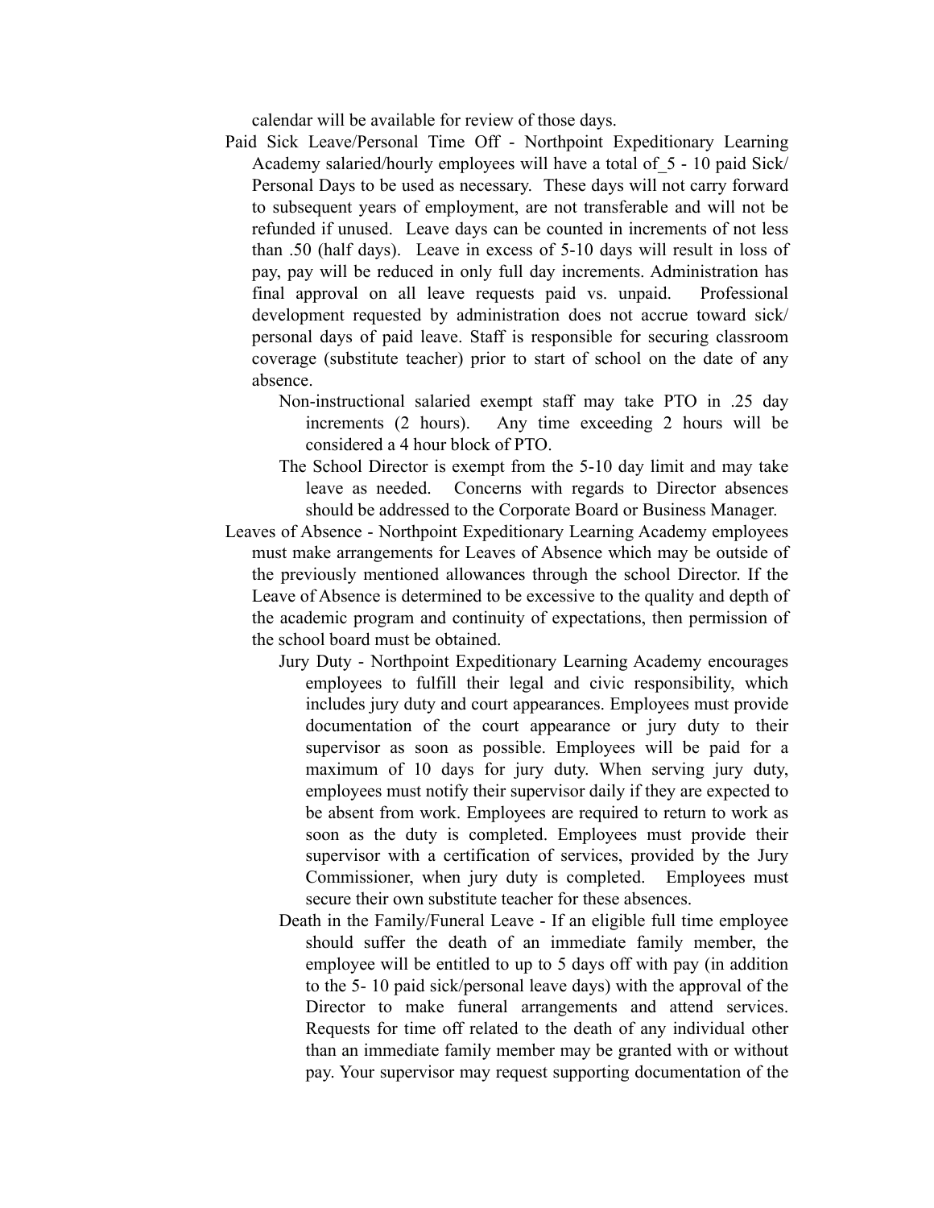calendar will be available for review of those days.

Paid Sick Leave/Personal Time Off - Northpoint Expeditionary Learning Academy salaried/hourly employees will have a total of_5 - 10 paid Sick/ Personal Days to be used as necessary. These days will not carry forward to subsequent years of employment, are not transferable and will not be refunded if unused. Leave days can be counted in increments of not less than .50 (half days). Leave in excess of 5-10 days will result in loss of pay, pay will be reduced in only full day increments. Administration has final approval on all leave requests paid vs. unpaid. Professional development requested by administration does not accrue toward sick/ personal days of paid leave. Staff is responsible for securing classroom coverage (substitute teacher) prior to start of school on the date of any absence.

- Non-instructional salaried exempt staff may take PTO in .25 day increments (2 hours). Any time exceeding 2 hours will be considered a 4 hour block of PTO.
- The School Director is exempt from the 5-10 day limit and may take leave as needed. Concerns with regards to Director absences should be addressed to the Corporate Board or Business Manager.

Leaves of Absence - Northpoint Expeditionary Learning Academy employees must make arrangements for Leaves of Absence which may be outside of the previously mentioned allowances through the school Director. If the Leave of Absence is determined to be excessive to the quality and depth of the academic program and continuity of expectations, then permission of the school board must be obtained.

- Jury Duty - Northpoint Expeditionary Learning Academy encourages employees to fulfill their legal and civic responsibility, which includes jury duty and court appearances. Employees must provide documentation of the court appearance or jury duty to their supervisor as soon as possible. Employees will be paid for a maximum of 10 days for jury duty. When serving jury duty, employees must notify their supervisor daily if they are expected to be absent from work. Employees are required to return to work as soon as the duty is completed. Employees must provide their supervisor with a certification of services, provided by the Jury Commissioner, when jury duty is completed. Employees must secure their own substitute teacher for these absences.
- Death in the Family/Funeral Leave - If an eligible full time employee should suffer the death of an immediate family member, the employee will be entitled to up to 5 days off with pay (in addition to the 5- 10 paid sick/personal leave days) with the approval of the Director to make funeral arrangements and attend services. Requests for time off related to the death of any individual other than an immediate family member may be granted with or without pay. Your supervisor may request supporting documentation of the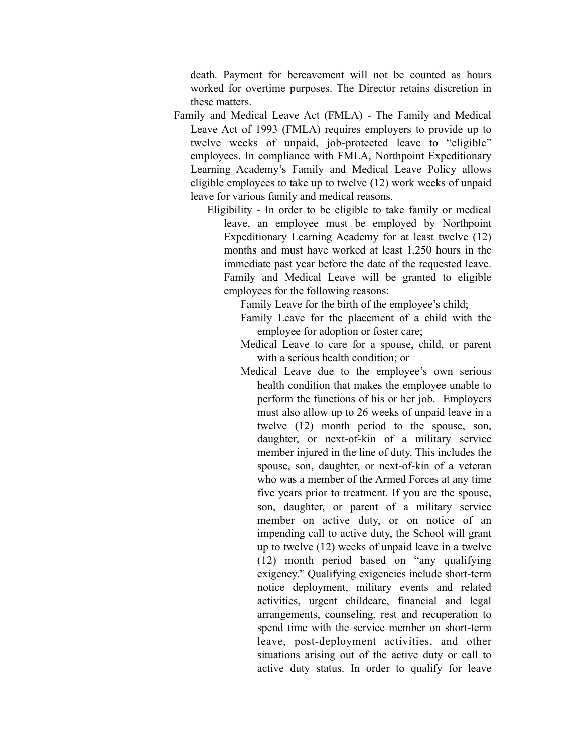death. Payment for bereavement will not be counted as hours worked for overtime purposes. The Director retains discretion in these matters.

- Family and Medical Leave Act (FMLA) - The Family and Medical Leave Act of 1993 (FMLA) requires employers to provide up to twelve weeks of unpaid, job-protected leave to "eligible" employees. In compliance with FMLA, Northpoint Expeditionary Learning Academy's Family and Medical Leave Policy allows eligible employees to take up to twelve (12) work weeks of unpaid leave for various family and medical reasons.
  - Eligibility - In order to be eligible to take family or medical leave, an employee must be employed by Northpoint Expeditionary Learning Academy for at least twelve (12) months and must have worked at least 1,250 hours in the immediate past year before the date of the requested leave. Family and Medical Leave will be granted to eligible employees for the following reasons:
    - Family Leave for the birth of the employee's child;
    - Family Leave for the placement of a child with the employee for adoption or foster care;
    - Medical Leave to care for a spouse, child, or parent with a serious health condition; or
    - Medical Leave due to the employee's own serious health condition that makes the employee unable to perform the functions of his or her job. Employers must also allow up to 26 weeks of unpaid leave in a twelve (12) month period to the spouse, son, daughter, or next-of-kin of a military service member injured in the line of duty. This includes the spouse, son, daughter, or next-of-kin of a veteran who was a member of the Armed Forces at any time five years prior to treatment. If you are the spouse, son, daughter, or parent of a military service member on active duty, or on notice of an impending call to active duty, the School will grant up to twelve (12) weeks of unpaid leave in a twelve (12) month period based on "any qualifying exigency." Qualifying exigencies include short-term notice deployment, military events and related activities, urgent childcare, financial and legal arrangements, counseling, rest and recuperation to spend time with the service member on short-term leave, post-deployment activities, and other situations arising out of the active duty or call to active duty status. In order to qualify for leave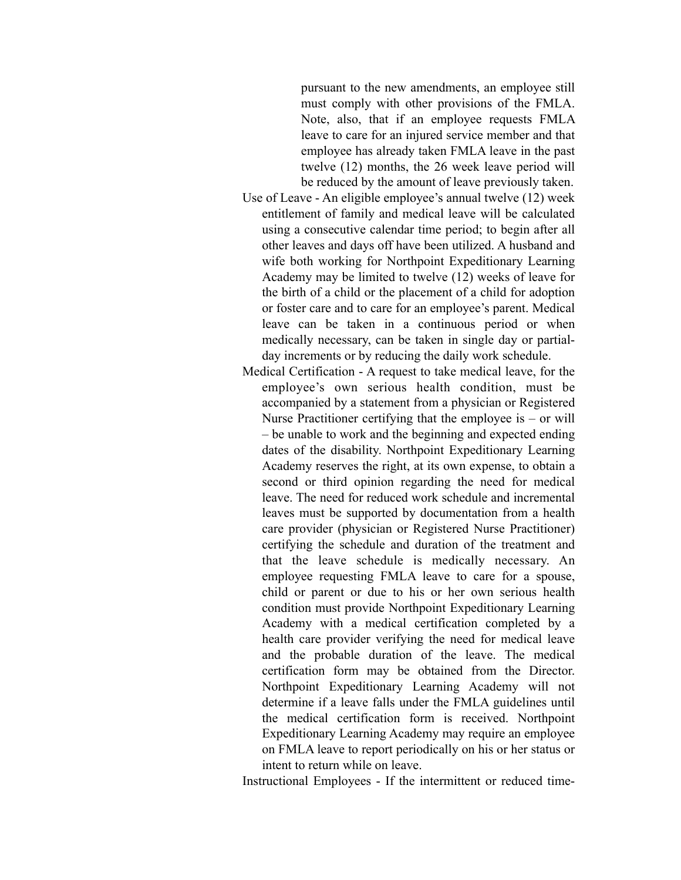pursuant to the new amendments, an employee still must comply with other provisions of the FMLA. Note, also, that if an employee requests FMLA leave to care for an injured service member and that employee has already taken FMLA leave in the past twelve (12) months, the 26 week leave period will be reduced by the amount of leave previously taken.

Use of Leave - An eligible employee's annual twelve (12) week entitlement of family and medical leave will be calculated using a consecutive calendar time period; to begin after all other leaves and days off have been utilized. A husband and wife both working for Northpoint Expeditionary Learning Academy may be limited to twelve (12) weeks of leave for the birth of a child or the placement of a child for adoption or foster care and to care for an employee's parent. Medical leave can be taken in a continuous period or when medically necessary, can be taken in single day or partial-day increments or by reducing the daily work schedule.

Medical Certification - A request to take medical leave, for the employee's own serious health condition, must be accompanied by a statement from a physician or Registered Nurse Practitioner certifying that the employee is – or will – be unable to work and the beginning and expected ending dates of the disability. Northpoint Expeditionary Learning Academy reserves the right, at its own expense, to obtain a second or third opinion regarding the need for medical leave. The need for reduced work schedule and incremental leaves must be supported by documentation from a health care provider (physician or Registered Nurse Practitioner) certifying the schedule and duration of the treatment and that the leave schedule is medically necessary. An employee requesting FMLA leave to care for a spouse, child or parent or due to his or her own serious health condition must provide Northpoint Expeditionary Learning Academy with a medical certification completed by a health care provider verifying the need for medical leave and the probable duration of the leave. The medical certification form may be obtained from the Director. Northpoint Expeditionary Learning Academy will not determine if a leave falls under the FMLA guidelines until the medical certification form is received. Northpoint Expeditionary Learning Academy may require an employee on FMLA leave to report periodically on his or her status or intent to return while on leave.

Instructional Employees - If the intermittent or reduced time-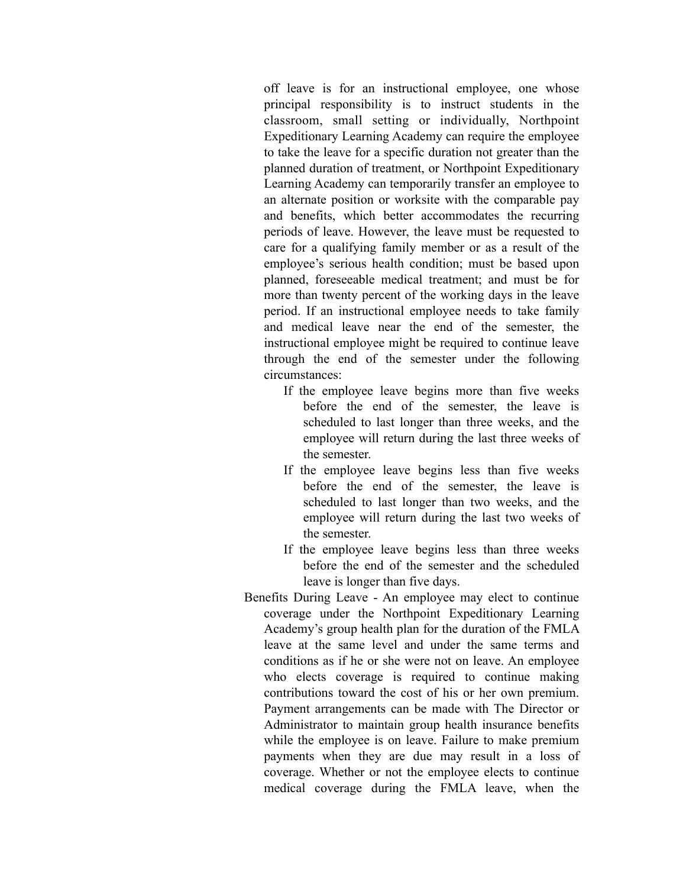off leave is for an instructional employee, one whose principal responsibility is to instruct students in the classroom, small setting or individually, Northpoint Expeditionary Learning Academy can require the employee to take the leave for a specific duration not greater than the planned duration of treatment, or Northpoint Expeditionary Learning Academy can temporarily transfer an employee to an alternate position or worksite with the comparable pay and benefits, which better accommodates the recurring periods of leave. However, the leave must be requested to care for a qualifying family member or as a result of the employee's serious health condition; must be based upon planned, foreseeable medical treatment; and must be for more than twenty percent of the working days in the leave period. If an instructional employee needs to take family and medical leave near the end of the semester, the instructional employee might be required to continue leave through the end of the semester under the following circumstances:

- If the employee leave begins more than five weeks before the end of the semester, the leave is scheduled to last longer than three weeks, and the employee will return during the last three weeks of the semester.
- If the employee leave begins less than five weeks before the end of the semester, the leave is scheduled to last longer than two weeks, and the employee will return during the last two weeks of the semester.
- If the employee leave begins less than three weeks before the end of the semester and the scheduled leave is longer than five days.

Benefits During Leave - An employee may elect to continue coverage under the Northpoint Expeditionary Learning Academy's group health plan for the duration of the FMLA leave at the same level and under the same terms and conditions as if he or she were not on leave. An employee who elects coverage is required to continue making contributions toward the cost of his or her own premium. Payment arrangements can be made with The Director or Administrator to maintain group health insurance benefits while the employee is on leave. Failure to make premium payments when they are due may result in a loss of coverage. Whether or not the employee elects to continue medical coverage during the FMLA leave, when the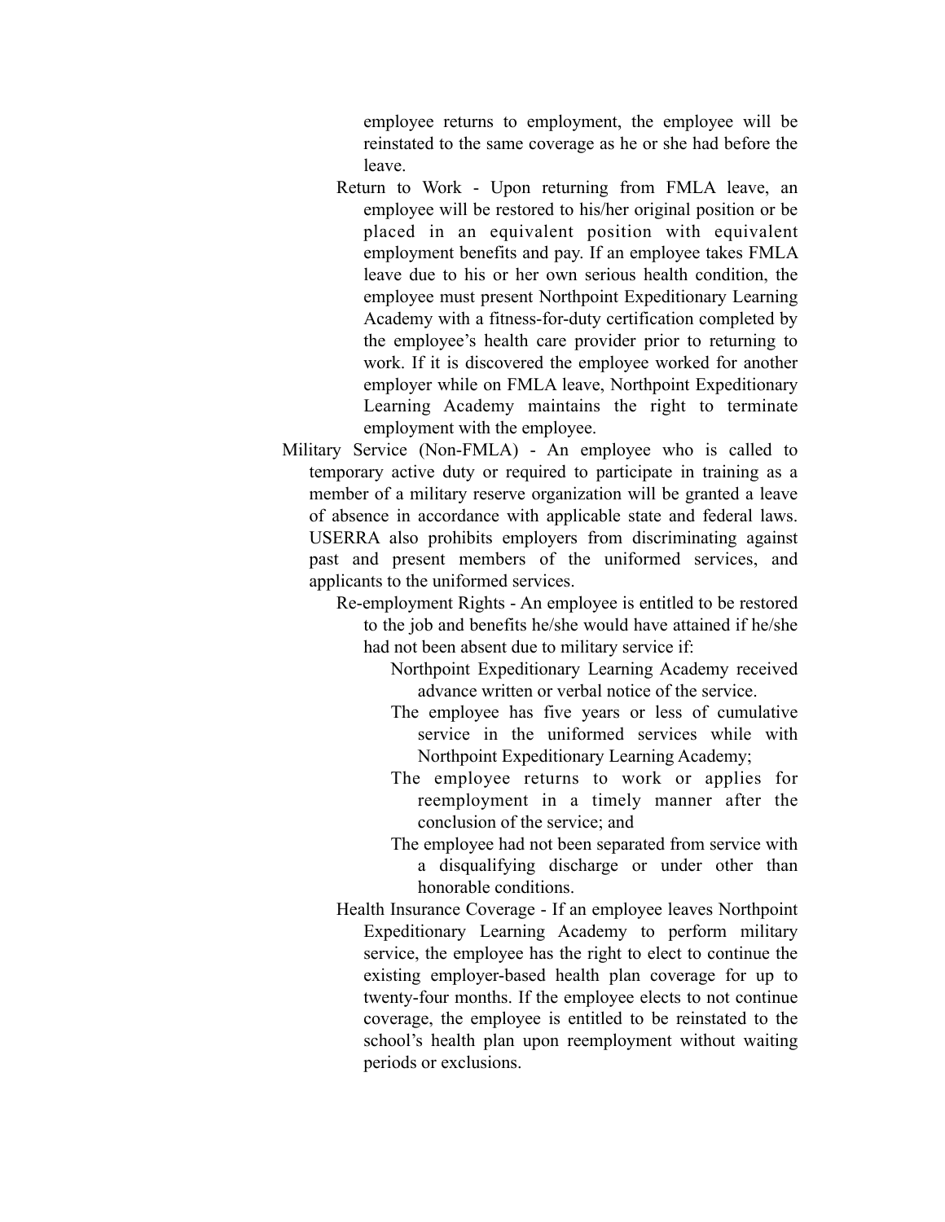employee returns to employment, the employee will be reinstated to the same coverage as he or she had before the leave.

- Return to Work - Upon returning from FMLA leave, an employee will be restored to his/her original position or be placed in an equivalent position with equivalent employment benefits and pay. If an employee takes FMLA leave due to his or her own serious health condition, the employee must present Northpoint Expeditionary Learning Academy with a fitness-for-duty certification completed by the employee's health care provider prior to returning to work. If it is discovered the employee worked for another employer while on FMLA leave, Northpoint Expeditionary Learning Academy maintains the right to terminate employment with the employee.

- Military Service (Non-FMLA) - An employee who is called to temporary active duty or required to participate in training as a member of a military reserve organization will be granted a leave of absence in accordance with applicable state and federal laws. USERRA also prohibits employers from discriminating against past and present members of the uniformed services, and applicants to the uniformed services.
  - Re-employment Rights - An employee is entitled to be restored to the job and benefits he/she would have attained if he/she had not been absent due to military service if:
    - Northpoint Expeditionary Learning Academy received advance written or verbal notice of the service.
    - The employee has five years or less of cumulative service in the uniformed services while with Northpoint Expeditionary Learning Academy;
    - The employee returns to work or applies for reemployment in a timely manner after the conclusion of the service; and
    - The employee had not been separated from service with a disqualifying discharge or under other than honorable conditions.
  - Health Insurance Coverage - If an employee leaves Northpoint Expeditionary Learning Academy to perform military service, the employee has the right to elect to continue the existing employer-based health plan coverage for up to twenty-four months. If the employee elects to not continue coverage, the employee is entitled to be reinstated to the school's health plan upon reemployment without waiting periods or exclusions.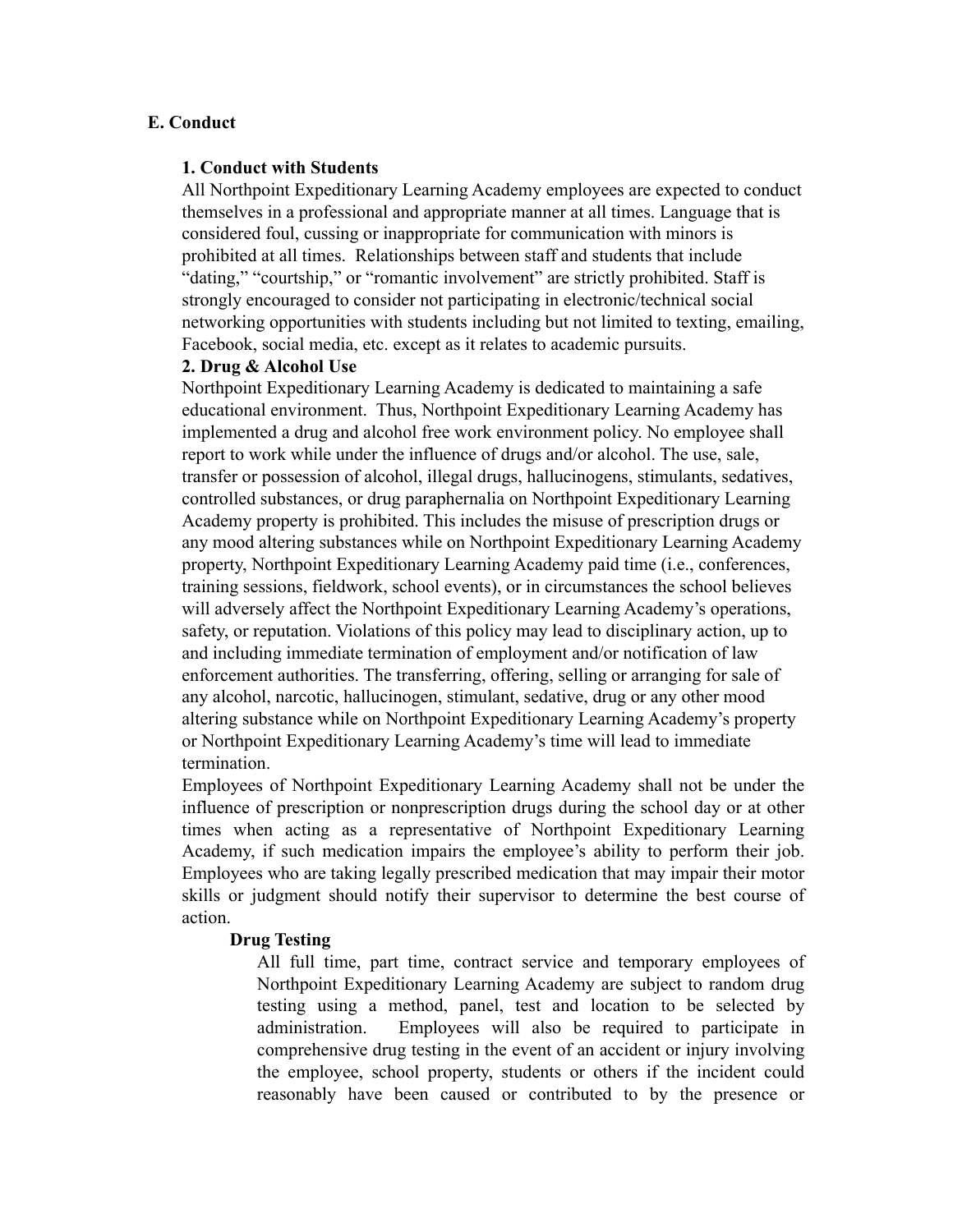## E. Conduct

### 1. Conduct with Students

All Northpoint Expeditionary Learning Academy employees are expected to conduct themselves in a professional and appropriate manner at all times. Language that is considered foul, cussing or inappropriate for communication with minors is prohibited at all times. Relationships between staff and students that include "dating," "courtship," or "romantic involvement" are strictly prohibited. Staff is strongly encouraged to consider not participating in electronic/technical social networking opportunities with students including but not limited to texting, emailing, Facebook, social media, etc. except as it relates to academic pursuits.

### 2. Drug & Alcohol Use

Northpoint Expeditionary Learning Academy is dedicated to maintaining a safe educational environment. Thus, Northpoint Expeditionary Learning Academy has implemented a drug and alcohol free work environment policy. No employee shall report to work while under the influence of drugs and/or alcohol. The use, sale, transfer or possession of alcohol, illegal drugs, hallucinogens, stimulants, sedatives, controlled substances, or drug paraphernalia on Northpoint Expeditionary Learning Academy property is prohibited. This includes the misuse of prescription drugs or any mood altering substances while on Northpoint Expeditionary Learning Academy property, Northpoint Expeditionary Learning Academy paid time (i.e., conferences, training sessions, fieldwork, school events), or in circumstances the school believes will adversely affect the Northpoint Expeditionary Learning Academy's operations, safety, or reputation. Violations of this policy may lead to disciplinary action, up to and including immediate termination of employment and/or notification of law enforcement authorities. The transferring, offering, selling or arranging for sale of any alcohol, narcotic, hallucinogen, stimulant, sedative, drug or any other mood altering substance while on Northpoint Expeditionary Learning Academy's property or Northpoint Expeditionary Learning Academy's time will lead to immediate termination.

Employees of Northpoint Expeditionary Learning Academy shall not be under the influence of prescription or nonprescription drugs during the school day or at other times when acting as a representative of Northpoint Expeditionary Learning Academy, if such medication impairs the employee's ability to perform their job. Employees who are taking legally prescribed medication that may impair their motor skills or judgment should notify their supervisor to determine the best course of action.

#### Drug Testing

All full time, part time, contract service and temporary employees of Northpoint Expeditionary Learning Academy are subject to random drug testing using a method, panel, test and location to be selected by administration. Employees will also be required to participate in comprehensive drug testing in the event of an accident or injury involving the employee, school property, students or others if the incident could reasonably have been caused or contributed to by the presence or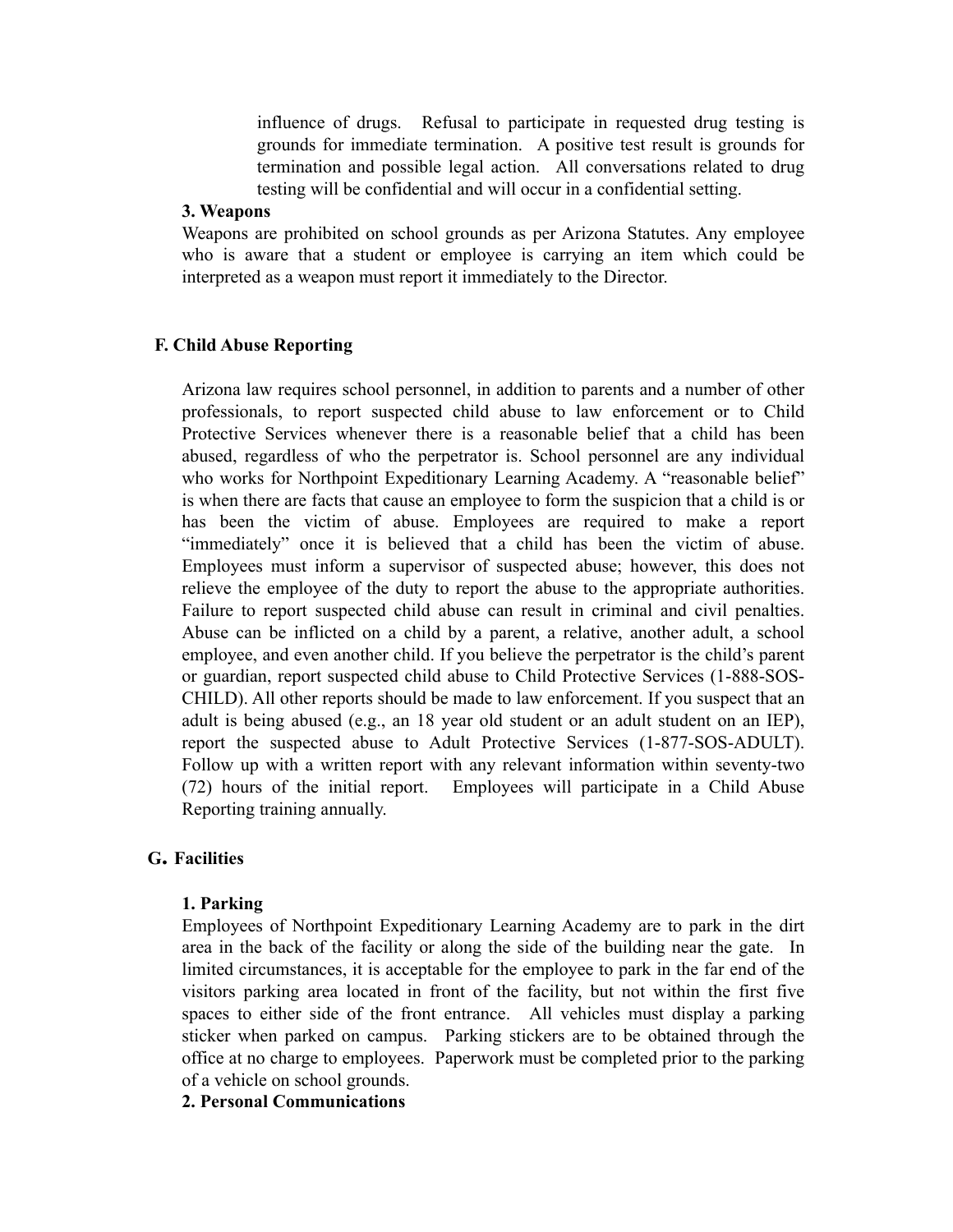influence of drugs. Refusal to participate in requested drug testing is grounds for immediate termination. A positive test result is grounds for termination and possible legal action. All conversations related to drug testing will be confidential and will occur in a confidential setting.

**3. Weapons**

Weapons are prohibited on school grounds as per Arizona Statutes. Any employee who is aware that a student or employee is carrying an item which could be interpreted as a weapon must report it immediately to the Director.

## F. Child Abuse Reporting

Arizona law requires school personnel, in addition to parents and a number of other professionals, to report suspected child abuse to law enforcement or to Child Protective Services whenever there is a reasonable belief that a child has been abused, regardless of who the perpetrator is. School personnel are any individual who works for Northpoint Expeditionary Learning Academy. A "reasonable belief" is when there are facts that cause an employee to form the suspicion that a child is or has been the victim of abuse. Employees are required to make a report "immediately" once it is believed that a child has been the victim of abuse. Employees must inform a supervisor of suspected abuse; however, this does not relieve the employee of the duty to report the abuse to the appropriate authorities. Failure to report suspected child abuse can result in criminal and civil penalties. Abuse can be inflicted on a child by a parent, a relative, another adult, a school employee, and even another child. If you believe the perpetrator is the child's parent or guardian, report suspected child abuse to Child Protective Services (1-888-SOS-CHILD). All other reports should be made to law enforcement. If you suspect that an adult is being abused (e.g., an 18 year old student or an adult student on an IEP), report the suspected abuse to Adult Protective Services (1-877-SOS-ADULT). Follow up with a written report with any relevant information within seventy-two (72) hours of the initial report. Employees will participate in a Child Abuse Reporting training annually.

## G. Facilities

**1. Parking**

Employees of Northpoint Expeditionary Learning Academy are to park in the dirt area in the back of the facility or along the side of the building near the gate. In limited circumstances, it is acceptable for the employee to park in the far end of the visitors parking area located in front of the facility, but not within the first five spaces to either side of the front entrance. All vehicles must display a parking sticker when parked on campus. Parking stickers are to be obtained through the office at no charge to employees. Paperwork must be completed prior to the parking of a vehicle on school grounds.

**2. Personal Communications**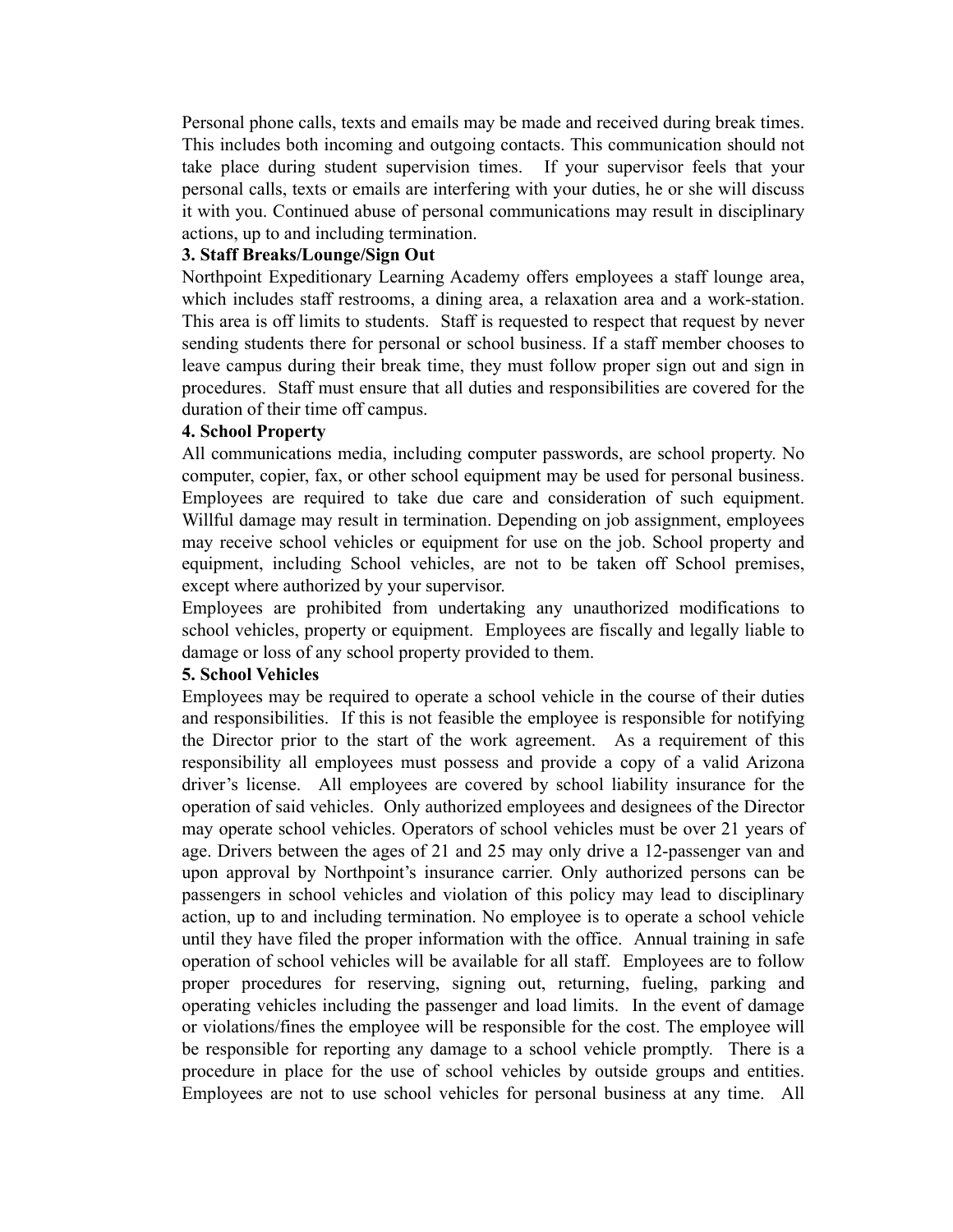Personal phone calls, texts and emails may be made and received during break times. This includes both incoming and outgoing contacts. This communication should not take place during student supervision times. If your supervisor feels that your personal calls, texts or emails are interfering with your duties, he or she will discuss it with you. Continued abuse of personal communications may result in disciplinary actions, up to and including termination.

**3. Staff Breaks/Lounge/Sign Out**

Northpoint Expeditionary Learning Academy offers employees a staff lounge area, which includes staff restrooms, a dining area, a relaxation area and a work-station. This area is off limits to students. Staff is requested to respect that request by never sending students there for personal or school business. If a staff member chooses to leave campus during their break time, they must follow proper sign out and sign in procedures. Staff must ensure that all duties and responsibilities are covered for the duration of their time off campus.

**4. School Property**

All communications media, including computer passwords, are school property. No computer, copier, fax, or other school equipment may be used for personal business. Employees are required to take due care and consideration of such equipment. Willful damage may result in termination. Depending on job assignment, employees may receive school vehicles or equipment for use on the job. School property and equipment, including School vehicles, are not to be taken off School premises, except where authorized by your supervisor.

Employees are prohibited from undertaking any unauthorized modifications to school vehicles, property or equipment. Employees are fiscally and legally liable to damage or loss of any school property provided to them.

**5. School Vehicles**

Employees may be required to operate a school vehicle in the course of their duties and responsibilities. If this is not feasible the employee is responsible for notifying the Director prior to the start of the work agreement. As a requirement of this responsibility all employees must possess and provide a copy of a valid Arizona driver's license. All employees are covered by school liability insurance for the operation of said vehicles. Only authorized employees and designees of the Director may operate school vehicles. Operators of school vehicles must be over 21 years of age. Drivers between the ages of 21 and 25 may only drive a 12-passenger van and upon approval by Northpoint's insurance carrier. Only authorized persons can be passengers in school vehicles and violation of this policy may lead to disciplinary action, up to and including termination. No employee is to operate a school vehicle until they have filed the proper information with the office. Annual training in safe operation of school vehicles will be available for all staff. Employees are to follow proper procedures for reserving, signing out, returning, fueling, parking and operating vehicles including the passenger and load limits. In the event of damage or violations/fines the employee will be responsible for the cost. The employee will be responsible for reporting any damage to a school vehicle promptly. There is a procedure in place for the use of school vehicles by outside groups and entities. Employees are not to use school vehicles for personal business at any time. All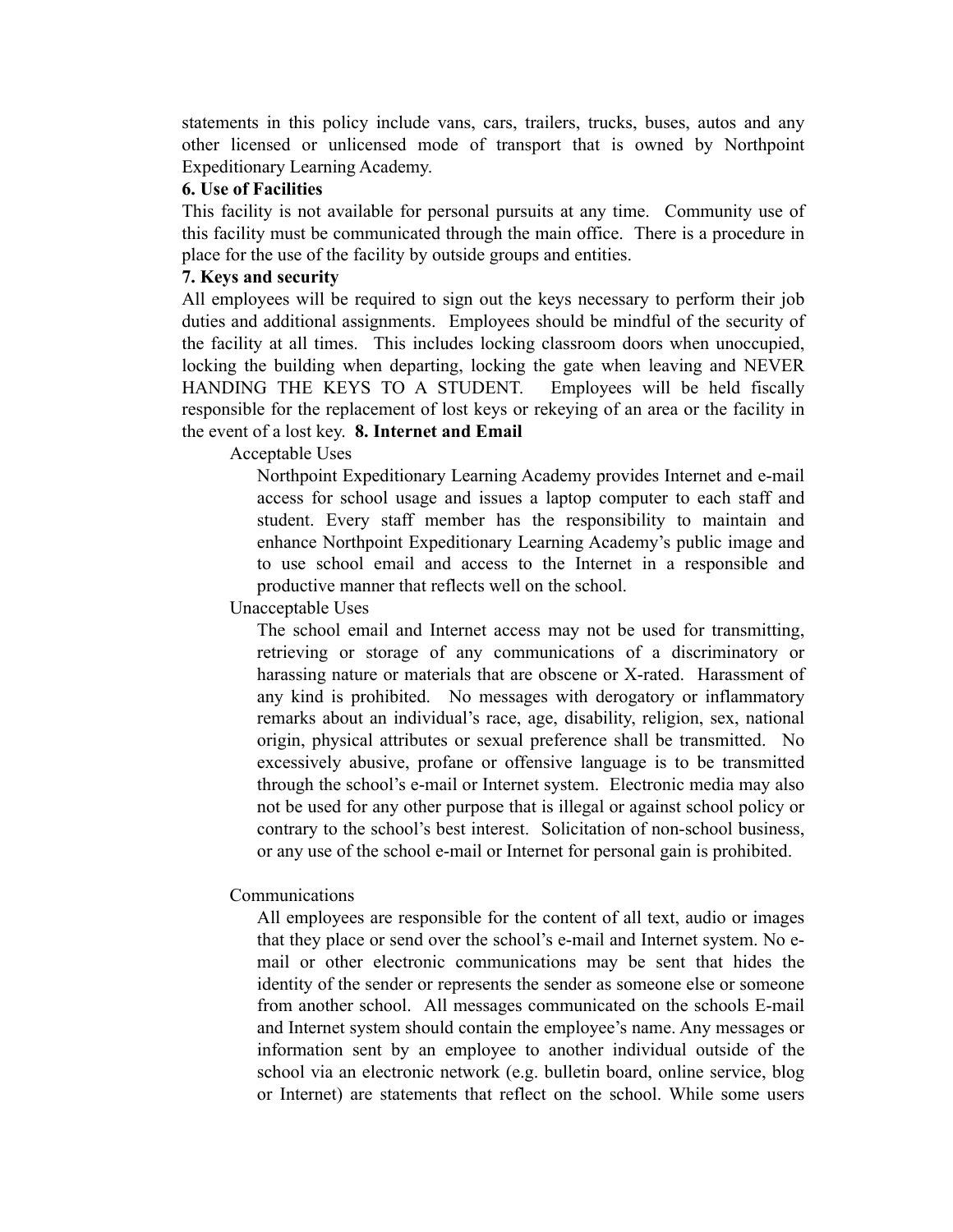statements in this policy include vans, cars, trailers, trucks, buses, autos and any other licensed or unlicensed mode of transport that is owned by Northpoint Expeditionary Learning Academy.

**6. Use of Facilities**

This facility is not available for personal pursuits at any time. Community use of this facility must be communicated through the main office. There is a procedure in place for the use of the facility by outside groups and entities.

**7. Keys and security**

All employees will be required to sign out the keys necessary to perform their job duties and additional assignments. Employees should be mindful of the security of the facility at all times. This includes locking classroom doors when unoccupied, locking the building when departing, locking the gate when leaving and NEVER HANDING THE KEYS TO A STUDENT. Employees will be held fiscally responsible for the replacement of lost keys or rekeying of an area or the facility in the event of a lost key.

**8. Internet and Email**

Acceptable Uses

Northpoint Expeditionary Learning Academy provides Internet and e-mail access for school usage and issues a laptop computer to each staff and student. Every staff member has the responsibility to maintain and enhance Northpoint Expeditionary Learning Academy's public image and to use school email and access to the Internet in a responsible and productive manner that reflects well on the school.

Unacceptable Uses

The school email and Internet access may not be used for transmitting, retrieving or storage of any communications of a discriminatory or harassing nature or materials that are obscene or X-rated. Harassment of any kind is prohibited. No messages with derogatory or inflammatory remarks about an individual's race, age, disability, religion, sex, national origin, physical attributes or sexual preference shall be transmitted. No excessively abusive, profane or offensive language is to be transmitted through the school's e-mail or Internet system. Electronic media may also not be used for any other purpose that is illegal or against school policy or contrary to the school's best interest. Solicitation of non-school business, or any use of the school e-mail or Internet for personal gain is prohibited.

Communications

All employees are responsible for the content of all text, audio or images that they place or send over the school's e-mail and Internet system. No e-mail or other electronic communications may be sent that hides the identity of the sender or represents the sender as someone else or someone from another school. All messages communicated on the schools E-mail and Internet system should contain the employee's name. Any messages or information sent by an employee to another individual outside of the school via an electronic network (e.g. bulletin board, online service, blog or Internet) are statements that reflect on the school. While some users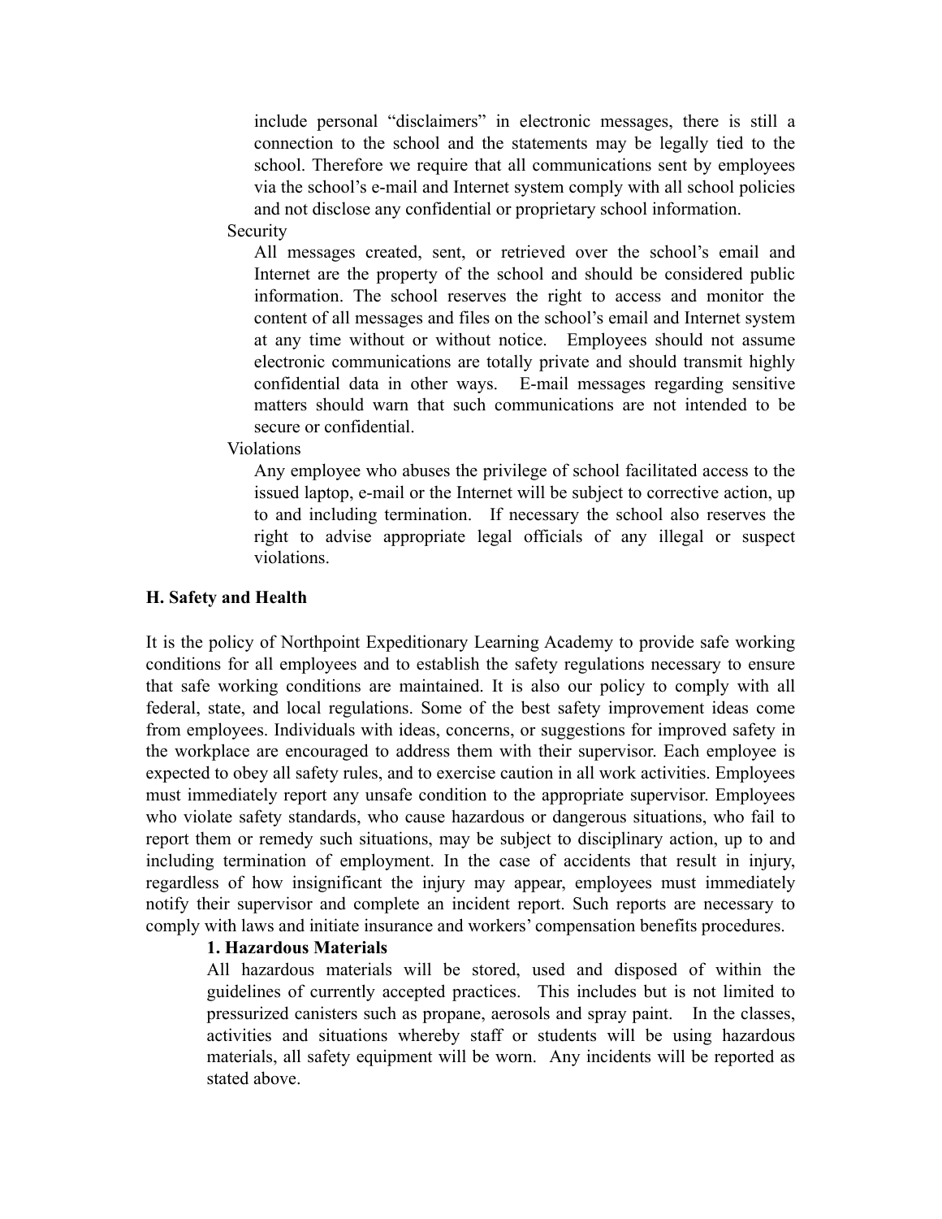include personal “disclaimers” in electronic messages, there is still a connection to the school and the statements may be legally tied to the school. Therefore we require that all communications sent by employees via the school’s e-mail and Internet system comply with all school policies and not disclose any confidential or proprietary school information.

Security

All messages created, sent, or retrieved over the school’s email and Internet are the property of the school and should be considered public information. The school reserves the right to access and monitor the content of all messages and files on the school’s email and Internet system at any time without or without notice. Employees should not assume electronic communications are totally private and should transmit highly confidential data in other ways. E-mail messages regarding sensitive matters should warn that such communications are not intended to be secure or confidential.

Violations

Any employee who abuses the privilege of school facilitated access to the issued laptop, e-mail or the Internet will be subject to corrective action, up to and including termination. If necessary the school also reserves the right to advise appropriate legal officials of any illegal or suspect violations.

**H. Safety and Health**

It is the policy of Northpoint Expeditionary Learning Academy to provide safe working conditions for all employees and to establish the safety regulations necessary to ensure that safe working conditions are maintained. It is also our policy to comply with all federal, state, and local regulations. Some of the best safety improvement ideas come from employees. Individuals with ideas, concerns, or suggestions for improved safety in the workplace are encouraged to address them with their supervisor. Each employee is expected to obey all safety rules, and to exercise caution in all work activities. Employees must immediately report any unsafe condition to the appropriate supervisor. Employees who violate safety standards, who cause hazardous or dangerous situations, who fail to report them or remedy such situations, may be subject to disciplinary action, up to and including termination of employment. In the case of accidents that result in injury, regardless of how insignificant the injury may appear, employees must immediately notify their supervisor and complete an incident report. Such reports are necessary to comply with laws and initiate insurance and workers’ compensation benefits procedures.

**1. Hazardous Materials**

All hazardous materials will be stored, used and disposed of within the guidelines of currently accepted practices. This includes but is not limited to pressurized canisters such as propane, aerosols and spray paint. In the classes, activities and situations whereby staff or students will be using hazardous materials, all safety equipment will be worn. Any incidents will be reported as stated above.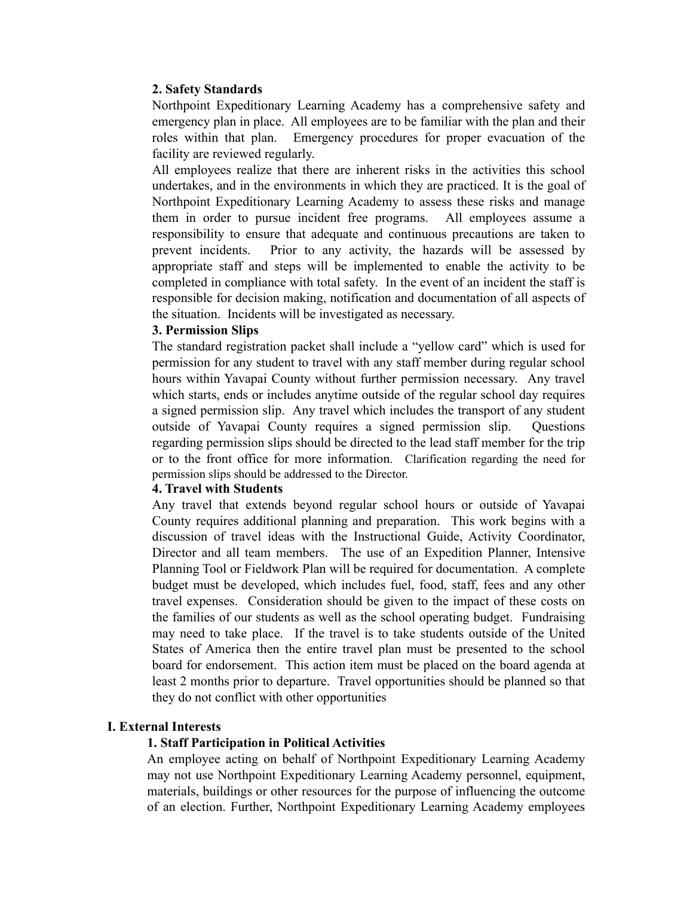**2. Safety Standards**

Northpoint Expeditionary Learning Academy has a comprehensive safety and emergency plan in place. All employees are to be familiar with the plan and their roles within that plan. Emergency procedures for proper evacuation of the facility are reviewed regularly.

All employees realize that there are inherent risks in the activities this school undertakes, and in the environments in which they are practiced. It is the goal of Northpoint Expeditionary Learning Academy to assess these risks and manage them in order to pursue incident free programs. All employees assume a responsibility to ensure that adequate and continuous precautions are taken to prevent incidents. Prior to any activity, the hazards will be assessed by appropriate staff and steps will be implemented to enable the activity to be completed in compliance with total safety. In the event of an incident the staff is responsible for decision making, notification and documentation of all aspects of the situation. Incidents will be investigated as necessary.

**3. Permission Slips**

The standard registration packet shall include a "yellow card" which is used for permission for any student to travel with any staff member during regular school hours within Yavapai County without further permission necessary. Any travel which starts, ends or includes anytime outside of the regular school day requires a signed permission slip. Any travel which includes the transport of any student outside of Yavapai County requires a signed permission slip. Questions regarding permission slips should be directed to the lead staff member for the trip or to the front office for more information. Clarification regarding the need for permission slips should be addressed to the Director.

**4. Travel with Students**

Any travel that extends beyond regular school hours or outside of Yavapai County requires additional planning and preparation. This work begins with a discussion of travel ideas with the Instructional Guide, Activity Coordinator, Director and all team members. The use of an Expedition Planner, Intensive Planning Tool or Fieldwork Plan will be required for documentation. A complete budget must be developed, which includes fuel, food, staff, fees and any other travel expenses. Consideration should be given to the impact of these costs on the families of our students as well as the school operating budget. Fundraising may need to take place. If the travel is to take students outside of the United States of America then the entire travel plan must be presented to the school board for endorsement. This action item must be placed on the board agenda at least 2 months prior to departure. Travel opportunities should be planned so that they do not conflict with other opportunities

## I. External Interests

**1. Staff Participation in Political Activities**

An employee acting on behalf of Northpoint Expeditionary Learning Academy may not use Northpoint Expeditionary Learning Academy personnel, equipment, materials, buildings or other resources for the purpose of influencing the outcome of an election. Further, Northpoint Expeditionary Learning Academy employees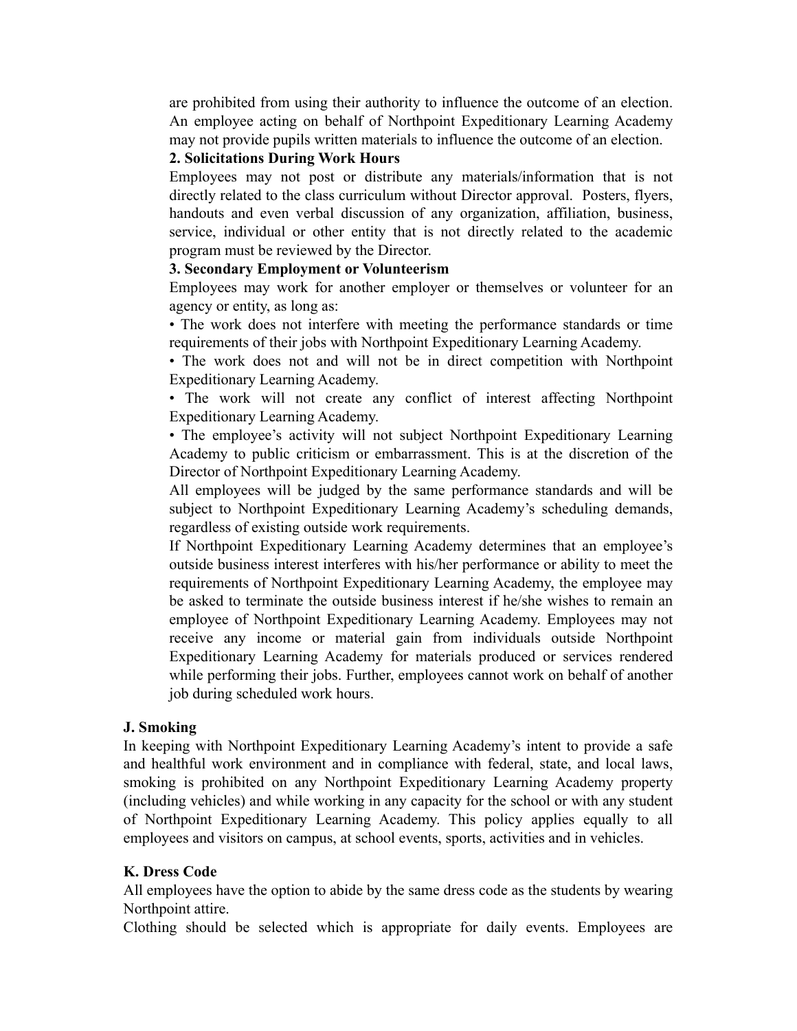are prohibited from using their authority to influence the outcome of an election. An employee acting on behalf of Northpoint Expeditionary Learning Academy may not provide pupils written materials to influence the outcome of an election.

**2. Solicitations During Work Hours**

Employees may not post or distribute any materials/information that is not directly related to the class curriculum without Director approval. Posters, flyers, handouts and even verbal discussion of any organization, affiliation, business, service, individual or other entity that is not directly related to the academic program must be reviewed by the Director.

**3. Secondary Employment or Volunteerism**

Employees may work for another employer or themselves or volunteer for an agency or entity, as long as:

• The work does not interfere with meeting the performance standards or time requirements of their jobs with Northpoint Expeditionary Learning Academy.

• The work does not and will not be in direct competition with Northpoint Expeditionary Learning Academy.

• The work will not create any conflict of interest affecting Northpoint Expeditionary Learning Academy.

• The employee's activity will not subject Northpoint Expeditionary Learning Academy to public criticism or embarrassment. This is at the discretion of the Director of Northpoint Expeditionary Learning Academy.

All employees will be judged by the same performance standards and will be subject to Northpoint Expeditionary Learning Academy's scheduling demands, regardless of existing outside work requirements.

If Northpoint Expeditionary Learning Academy determines that an employee's outside business interest interferes with his/her performance or ability to meet the requirements of Northpoint Expeditionary Learning Academy, the employee may be asked to terminate the outside business interest if he/she wishes to remain an employee of Northpoint Expeditionary Learning Academy. Employees may not receive any income or material gain from individuals outside Northpoint Expeditionary Learning Academy for materials produced or services rendered while performing their jobs. Further, employees cannot work on behalf of another job during scheduled work hours.

**J. Smoking**

In keeping with Northpoint Expeditionary Learning Academy's intent to provide a safe and healthful work environment and in compliance with federal, state, and local laws, smoking is prohibited on any Northpoint Expeditionary Learning Academy property (including vehicles) and while working in any capacity for the school or with any student of Northpoint Expeditionary Learning Academy. This policy applies equally to all employees and visitors on campus, at school events, sports, activities and in vehicles.

**K. Dress Code**

All employees have the option to abide by the same dress code as the students by wearing Northpoint attire.

Clothing should be selected which is appropriate for daily events. Employees are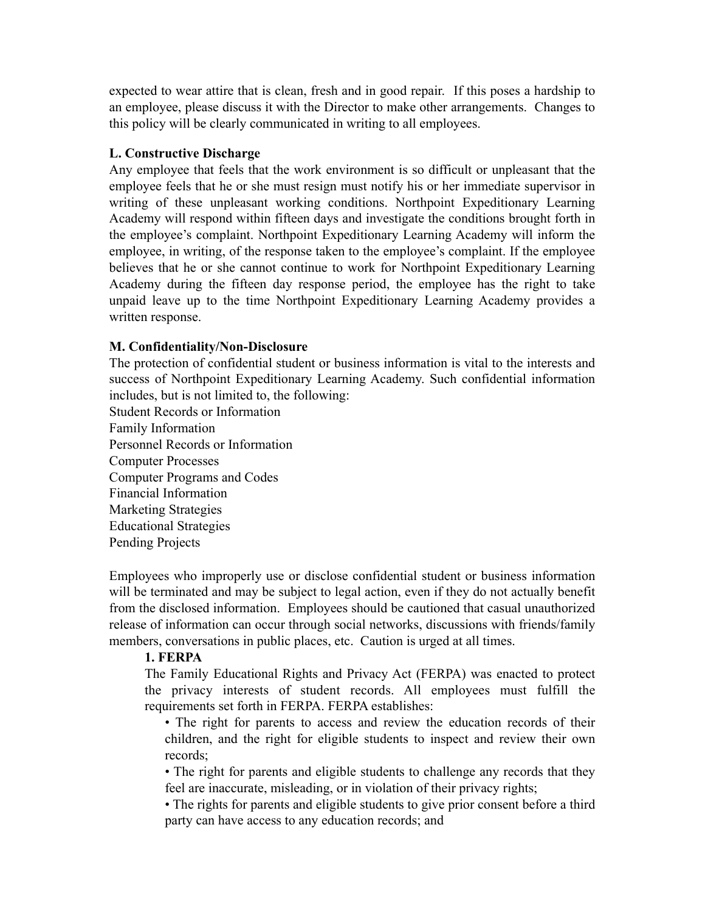expected to wear attire that is clean, fresh and in good repair. If this poses a hardship to an employee, please discuss it with the Director to make other arrangements. Changes to this policy will be clearly communicated in writing to all employees.

**L. Constructive Discharge**

Any employee that feels that the work environment is so difficult or unpleasant that the employee feels that he or she must resign must notify his or her immediate supervisor in writing of these unpleasant working conditions. Northpoint Expeditionary Learning Academy will respond within fifteen days and investigate the conditions brought forth in the employee's complaint. Northpoint Expeditionary Learning Academy will inform the employee, in writing, of the response taken to the employee's complaint. If the employee believes that he or she cannot continue to work for Northpoint Expeditionary Learning Academy during the fifteen day response period, the employee has the right to take unpaid leave up to the time Northpoint Expeditionary Learning Academy provides a written response.

**M. Confidentiality/Non-Disclosure**

The protection of confidential student or business information is vital to the interests and success of Northpoint Expeditionary Learning Academy. Such confidential information includes, but is not limited to, the following:

Student Records or Information
Family Information
Personnel Records or Information
Computer Processes
Computer Programs and Codes
Financial Information
Marketing Strategies
Educational Strategies
Pending Projects

Employees who improperly use or disclose confidential student or business information will be terminated and may be subject to legal action, even if they do not actually benefit from the disclosed information. Employees should be cautioned that casual unauthorized release of information can occur through social networks, discussions with friends/family members, conversations in public places, etc. Caution is urged at all times.

**1. FERPA**

The Family Educational Rights and Privacy Act (FERPA) was enacted to protect the privacy interests of student records. All employees must fulfill the requirements set forth in FERPA. FERPA establishes:

- The right for parents to access and review the education records of their children, and the right for eligible students to inspect and review their own records;
- The right for parents and eligible students to challenge any records that they feel are inaccurate, misleading, or in violation of their privacy rights;
- The rights for parents and eligible students to give prior consent before a third party can have access to any education records; and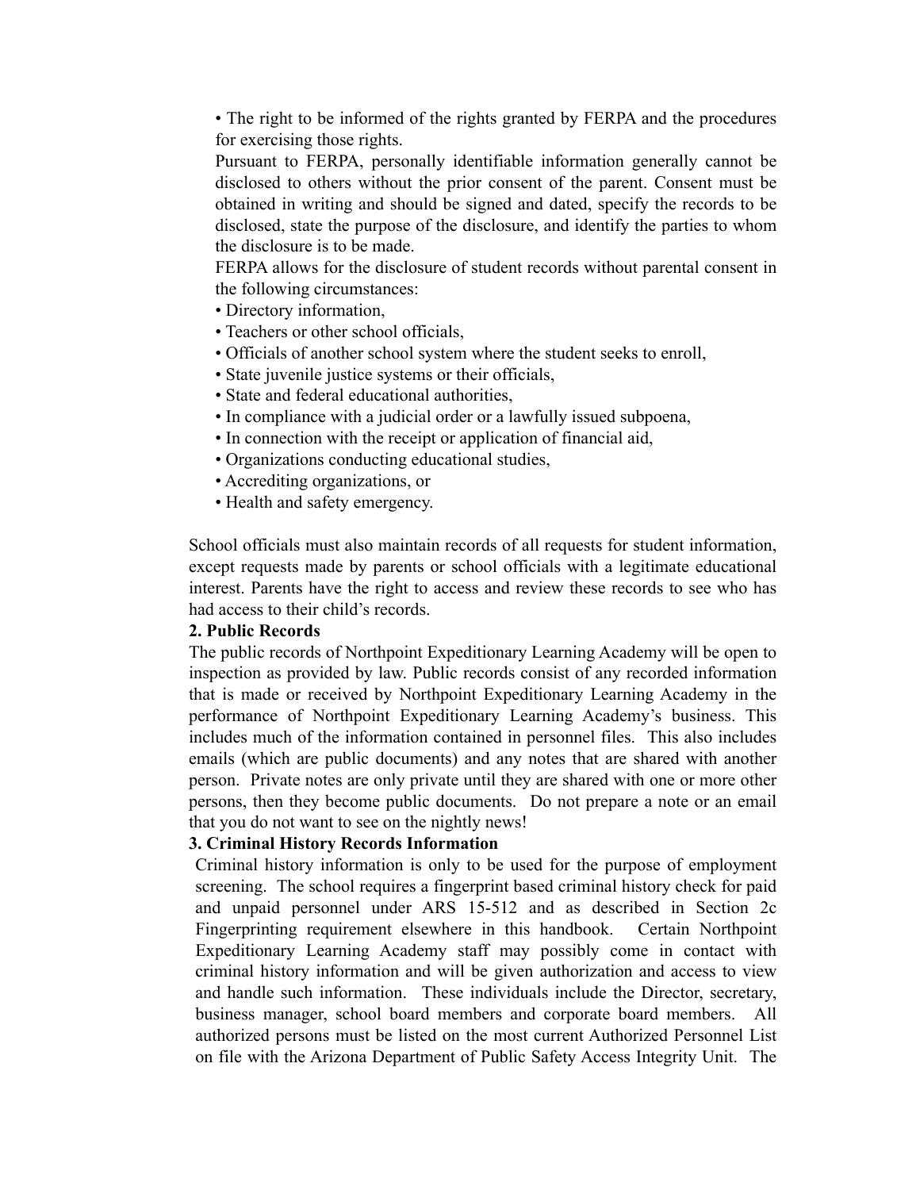• The right to be informed of the rights granted by FERPA and the procedures for exercising those rights.

Pursuant to FERPA, personally identifiable information generally cannot be disclosed to others without the prior consent of the parent. Consent must be obtained in writing and should be signed and dated, specify the records to be disclosed, state the purpose of the disclosure, and identify the parties to whom the disclosure is to be made.

FERPA allows for the disclosure of student records without parental consent in the following circumstances:

• Directory information,
• Teachers or other school officials,
• Officials of another school system where the student seeks to enroll,
• State juvenile justice systems or their officials,
• State and federal educational authorities,
• In compliance with a judicial order or a lawfully issued subpoena,
• In connection with the receipt or application of financial aid,
• Organizations conducting educational studies,
• Accrediting organizations, or
• Health and safety emergency.

School officials must also maintain records of all requests for student information, except requests made by parents or school officials with a legitimate educational interest. Parents have the right to access and review these records to see who has had access to their child's records.

**2. Public Records**

The public records of Northpoint Expeditionary Learning Academy will be open to inspection as provided by law. Public records consist of any recorded information that is made or received by Northpoint Expeditionary Learning Academy in the performance of Northpoint Expeditionary Learning Academy's business. This includes much of the information contained in personnel files. This also includes emails (which are public documents) and any notes that are shared with another person. Private notes are only private until they are shared with one or more other persons, then they become public documents. Do not prepare a note or an email that you do not want to see on the nightly news!

**3. Criminal History Records Information**

Criminal history information is only to be used for the purpose of employment screening. The school requires a fingerprint based criminal history check for paid and unpaid personnel under ARS 15-512 and as described in Section 2c Fingerprinting requirement elsewhere in this handbook. Certain Northpoint Expeditionary Learning Academy staff may possibly come in contact with criminal history information and will be given authorization and access to view and handle such information. These individuals include the Director, secretary, business manager, school board members and corporate board members. All authorized persons must be listed on the most current Authorized Personnel List on file with the Arizona Department of Public Safety Access Integrity Unit. The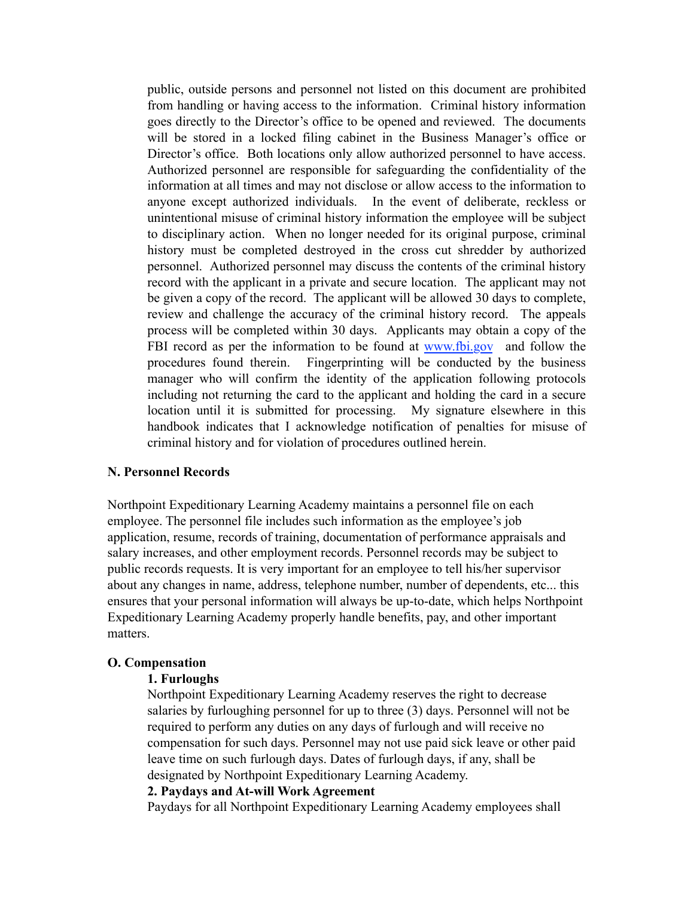public, outside persons and personnel not listed on this document are prohibited from handling or having access to the information. Criminal history information goes directly to the Director's office to be opened and reviewed. The documents will be stored in a locked filing cabinet in the Business Manager's office or Director's office. Both locations only allow authorized personnel to have access. Authorized personnel are responsible for safeguarding the confidentiality of the information at all times and may not disclose or allow access to the information to anyone except authorized individuals. In the event of deliberate, reckless or unintentional misuse of criminal history information the employee will be subject to disciplinary action. When no longer needed for its original purpose, criminal history must be completed destroyed in the cross cut shredder by authorized personnel. Authorized personnel may discuss the contents of the criminal history record with the applicant in a private and secure location. The applicant may not be given a copy of the record. The applicant will be allowed 30 days to complete, review and challenge the accuracy of the criminal history record. The appeals process will be completed within 30 days. Applicants may obtain a copy of the FBI record as per the information to be found at [www.fbi.gov](http://www.fbi.gov) and follow the procedures found therein. Fingerprinting will be conducted by the business manager who will confirm the identity of the application following protocols including not returning the card to the applicant and holding the card in a secure location until it is submitted for processing. My signature elsewhere in this handbook indicates that I acknowledge notification of penalties for misuse of criminal history and for violation of procedures outlined herein.

### N. Personnel Records

Northpoint Expeditionary Learning Academy maintains a personnel file on each employee. The personnel file includes such information as the employee's job application, resume, records of training, documentation of performance appraisals and salary increases, and other employment records. Personnel records may be subject to public records requests. It is very important for an employee to tell his/her supervisor about any changes in name, address, telephone number, number of dependents, etc... this ensures that your personal information will always be up-to-date, which helps Northpoint Expeditionary Learning Academy properly handle benefits, pay, and other important matters.

### O. Compensation

#### 1. Furloughs

Northpoint Expeditionary Learning Academy reserves the right to decrease salaries by furloughing personnel for up to three (3) days. Personnel will not be required to perform any duties on any days of furlough and will receive no compensation for such days. Personnel may not use paid sick leave or other paid leave time on such furlough days. Dates of furlough days, if any, shall be designated by Northpoint Expeditionary Learning Academy.

#### 2. Paydays and At-will Work Agreement

Paydays for all Northpoint Expeditionary Learning Academy employees shall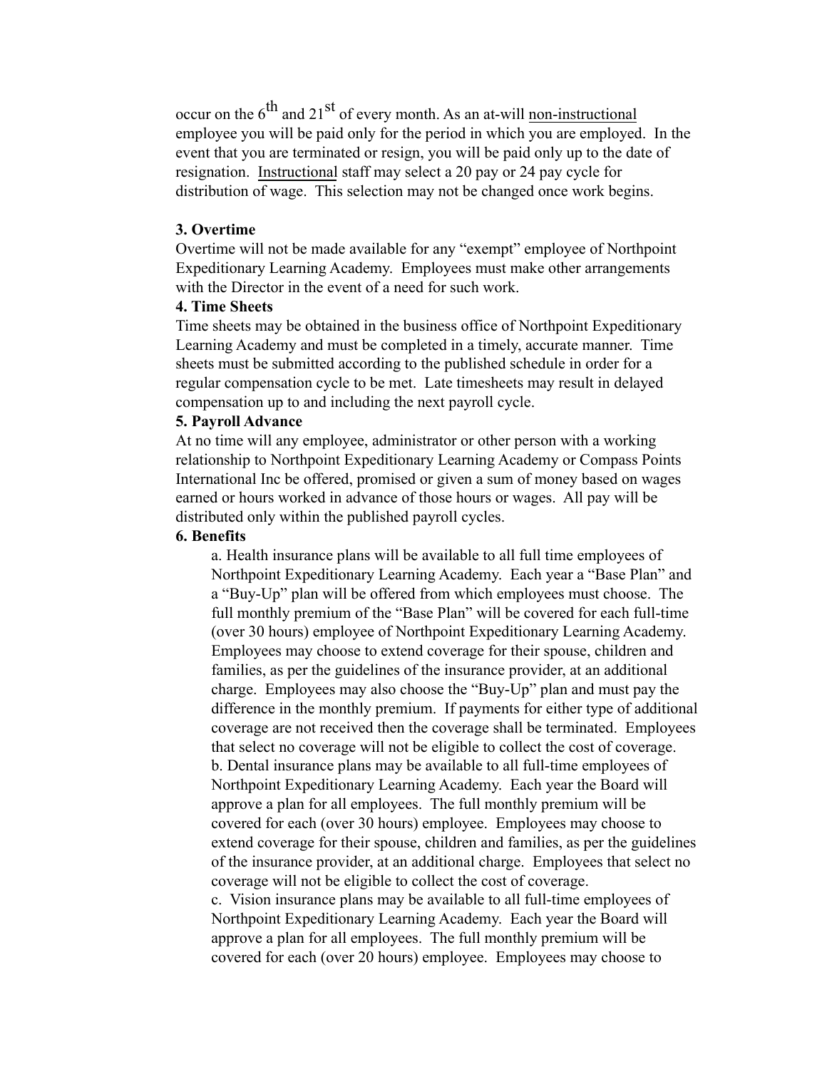occur on the 6th and 21st of every month. As an at-will <u>non-instructional</u> employee you will be paid only for the period in which you are employed. In the event that you are terminated or resign, you will be paid only up to the date of resignation. <u>Instructional</u> staff may select a 20 pay or 24 pay cycle for distribution of wage. This selection may not be changed once work begins.

**3. Overtime**

Overtime will not be made available for any "exempt" employee of Northpoint Expeditionary Learning Academy. Employees must make other arrangements with the Director in the event of a need for such work.

**4. Time Sheets**

Time sheets may be obtained in the business office of Northpoint Expeditionary Learning Academy and must be completed in a timely, accurate manner. Time sheets must be submitted according to the published schedule in order for a regular compensation cycle to be met. Late timesheets may result in delayed compensation up to and including the next payroll cycle.

**5. Payroll Advance**

At no time will any employee, administrator or other person with a working relationship to Northpoint Expeditionary Learning Academy or Compass Points International Inc be offered, promised or given a sum of money based on wages earned or hours worked in advance of those hours or wages. All pay will be distributed only within the published payroll cycles.

**6. Benefits**

a. Health insurance plans will be available to all full time employees of Northpoint Expeditionary Learning Academy. Each year a "Base Plan" and a "Buy-Up" plan will be offered from which employees must choose. The full monthly premium of the "Base Plan" will be covered for each full-time (over 30 hours) employee of Northpoint Expeditionary Learning Academy. Employees may choose to extend coverage for their spouse, children and families, as per the guidelines of the insurance provider, at an additional charge. Employees may also choose the "Buy-Up" plan and must pay the difference in the monthly premium. If payments for either type of additional coverage are not received then the coverage shall be terminated. Employees that select no coverage will not be eligible to collect the cost of coverage.

b. Dental insurance plans may be available to all full-time employees of Northpoint Expeditionary Learning Academy. Each year the Board will approve a plan for all employees. The full monthly premium will be covered for each (over 30 hours) employee. Employees may choose to extend coverage for their spouse, children and families, as per the guidelines of the insurance provider, at an additional charge. Employees that select no coverage will not be eligible to collect the cost of coverage.

c. Vision insurance plans may be available to all full-time employees of Northpoint Expeditionary Learning Academy. Each year the Board will approve a plan for all employees. The full monthly premium will be covered for each (over 20 hours) employee. Employees may choose to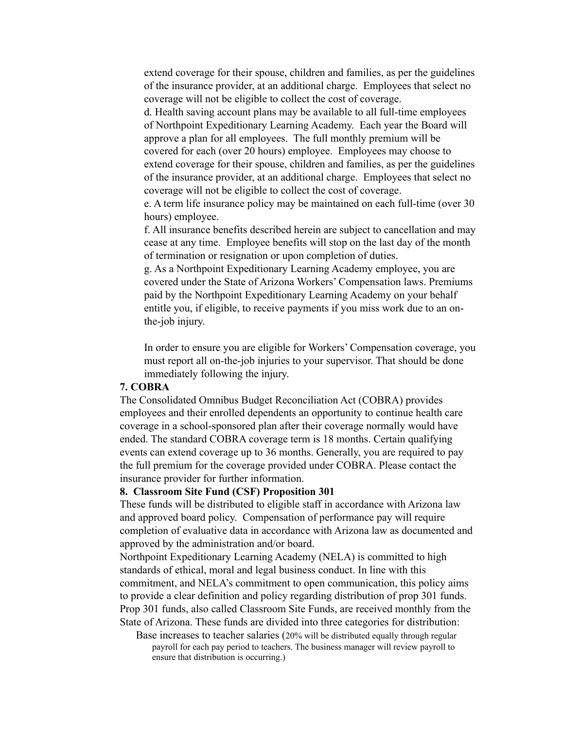extend coverage for their spouse, children and families, as per the guidelines of the insurance provider, at an additional charge. Employees that select no coverage will not be eligible to collect the cost of coverage.

d. Health saving account plans may be available to all full-time employees of Northpoint Expeditionary Learning Academy. Each year the Board will approve a plan for all employees. The full monthly premium will be covered for each (over 20 hours) employee. Employees may choose to extend coverage for their spouse, children and families, as per the guidelines of the insurance provider, at an additional charge. Employees that select no coverage will not be eligible to collect the cost of coverage.

e. A term life insurance policy may be maintained on each full-time (over 30 hours) employee.

f. All insurance benefits described herein are subject to cancellation and may cease at any time. Employee benefits will stop on the last day of the month of termination or resignation or upon completion of duties.

g. As a Northpoint Expeditionary Learning Academy employee, you are covered under the State of Arizona Workers' Compensation laws. Premiums paid by the Northpoint Expeditionary Learning Academy on your behalf entitle you, if eligible, to receive payments if you miss work due to an on-the-job injury.

In order to ensure you are eligible for Workers' Compensation coverage, you must report all on-the-job injuries to your supervisor. That should be done immediately following the injury.

**7. COBRA**

The Consolidated Omnibus Budget Reconciliation Act (COBRA) provides employees and their enrolled dependents an opportunity to continue health care coverage in a school-sponsored plan after their coverage normally would have ended. The standard COBRA coverage term is 18 months. Certain qualifying events can extend coverage up to 36 months. Generally, you are required to pay the full premium for the coverage provided under COBRA. Please contact the insurance provider for further information.

**8. Classroom Site Fund (CSF) Proposition 301**

These funds will be distributed to eligible staff in accordance with Arizona law and approved board policy. Compensation of performance pay will require completion of evaluative data in accordance with Arizona law as documented and approved by the administration and/or board.

Northpoint Expeditionary Learning Academy (NELA) is committed to high standards of ethical, moral and legal business conduct. In line with this commitment, and NELA's commitment to open communication, this policy aims to provide a clear definition and policy regarding distribution of prop 301 funds. Prop 301 funds, also called Classroom Site Funds, are received monthly from the State of Arizona. These funds are divided into three categories for distribution:

Base increases to teacher salaries (20% will be distributed equally through regular payroll for each pay period to teachers. The business manager will review payroll to ensure that distribution is occurring.)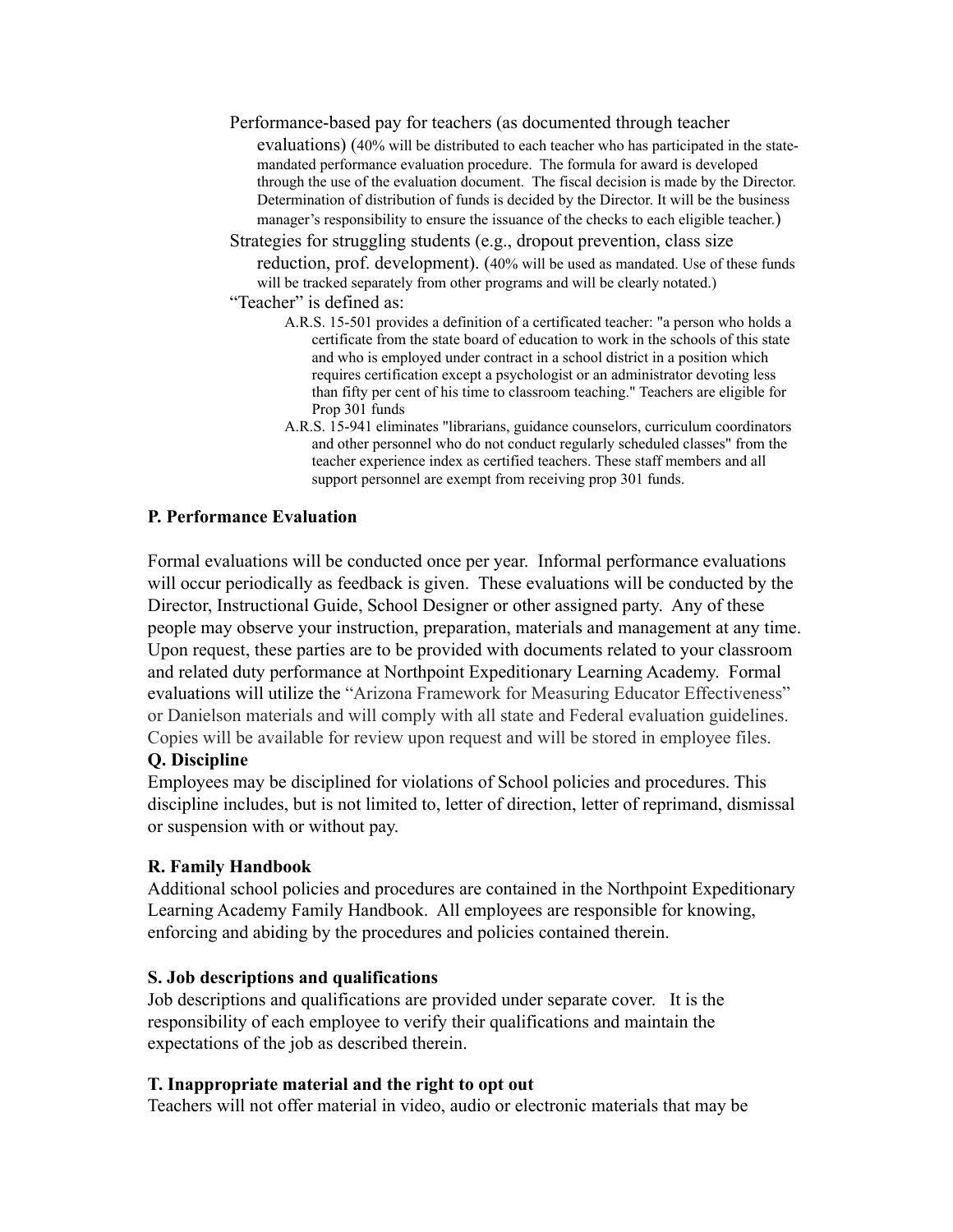Performance-based pay for teachers (as documented through teacher evaluations) (40% will be distributed to each teacher who has participated in the state-mandated performance evaluation procedure. The formula for award is developed through the use of the evaluation document. The fiscal decision is made by the Director. Determination of distribution of funds is decided by the Director. It will be the business manager's responsibility to ensure the issuance of the checks to each eligible teacher.)

Strategies for struggling students (e.g., dropout prevention, class size reduction, prof. development). (40% will be used as mandated. Use of these funds will be tracked separately from other programs and will be clearly notated.)

"Teacher" is defined as:

A.R.S. 15-501 provides a definition of a certificated teacher: "a person who holds a certificate from the state board of education to work in the schools of this state and who is employed under contract in a school district in a position which requires certification except a psychologist or an administrator devoting less than fifty per cent of his time to classroom teaching." Teachers are eligible for Prop 301 funds

A.R.S. 15-941 eliminates "librarians, guidance counselors, curriculum coordinators and other personnel who do not conduct regularly scheduled classes" from the teacher experience index as certified teachers. These staff members and all support personnel are exempt from receiving prop 301 funds.

**P. Performance Evaluation**

Formal evaluations will be conducted once per year. Informal performance evaluations will occur periodically as feedback is given. These evaluations will be conducted by the Director, Instructional Guide, School Designer or other assigned party. Any of these people may observe your instruction, preparation, materials and management at any time. Upon request, these parties are to be provided with documents related to your classroom and related duty performance at Northpoint Expeditionary Learning Academy. Formal evaluations will utilize the "Arizona Framework for Measuring Educator Effectiveness" or Danielson materials and will comply with all state and Federal evaluation guidelines. Copies will be available for review upon request and will be stored in employee files.

**Q. Discipline**

Employees may be disciplined for violations of School policies and procedures. This discipline includes, but is not limited to, letter of direction, letter of reprimand, dismissal or suspension with or without pay.

**R. Family Handbook**

Additional school policies and procedures are contained in the Northpoint Expeditionary Learning Academy Family Handbook. All employees are responsible for knowing, enforcing and abiding by the procedures and policies contained therein.

**S. Job descriptions and qualifications**

Job descriptions and qualifications are provided under separate cover. It is the responsibility of each employee to verify their qualifications and maintain the expectations of the job as described therein.

**T. Inappropriate material and the right to opt out**

Teachers will not offer material in video, audio or electronic materials that may be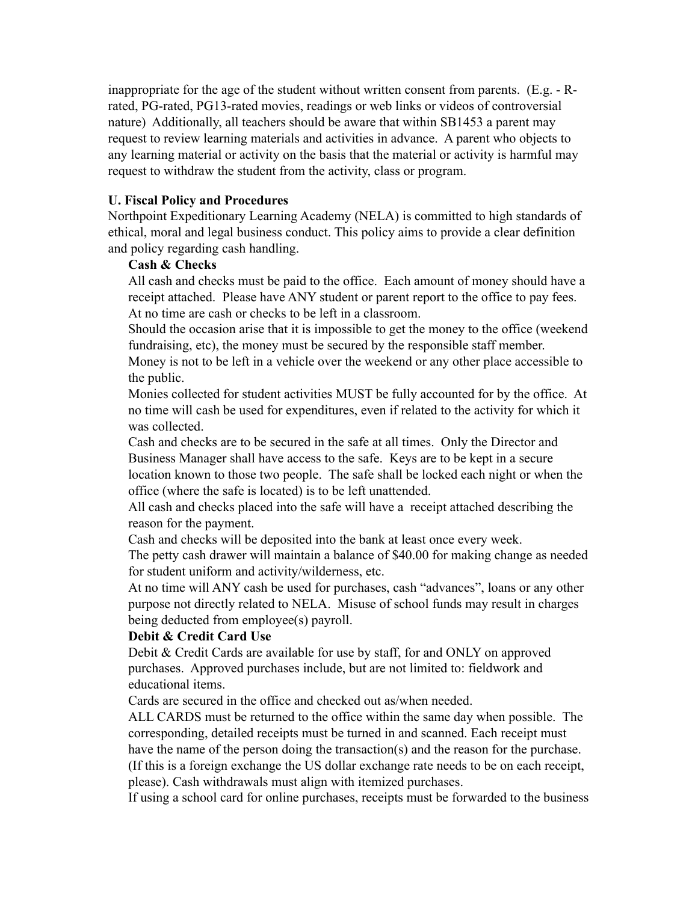inappropriate for the age of the student without written consent from parents. (E.g. - R-rated, PG-rated, PG13-rated movies, readings or web links or videos of controversial nature) Additionally, all teachers should be aware that within SB1453 a parent may request to review learning materials and activities in advance. A parent who objects to any learning material or activity on the basis that the material or activity is harmful may request to withdraw the student from the activity, class or program.

**U. Fiscal Policy and Procedures**

Northpoint Expeditionary Learning Academy (NELA) is committed to high standards of ethical, moral and legal business conduct. This policy aims to provide a clear definition and policy regarding cash handling.

**Cash & Checks**

All cash and checks must be paid to the office. Each amount of money should have a receipt attached. Please have ANY student or parent report to the office to pay fees. At no time are cash or checks to be left in a classroom.

Should the occasion arise that it is impossible to get the money to the office (weekend fundraising, etc), the money must be secured by the responsible staff member.

Money is not to be left in a vehicle over the weekend or any other place accessible to the public.

Monies collected for student activities MUST be fully accounted for by the office. At no time will cash be used for expenditures, even if related to the activity for which it was collected.

Cash and checks are to be secured in the safe at all times. Only the Director and Business Manager shall have access to the safe. Keys are to be kept in a secure location known to those two people. The safe shall be locked each night or when the office (where the safe is located) is to be left unattended.

All cash and checks placed into the safe will have a receipt attached describing the reason for the payment.

Cash and checks will be deposited into the bank at least once every week.

The petty cash drawer will maintain a balance of $40.00 for making change as needed for student uniform and activity/wilderness, etc.

At no time will ANY cash be used for purchases, cash "advances", loans or any other purpose not directly related to NELA. Misuse of school funds may result in charges being deducted from employee(s) payroll.

**Debit & Credit Card Use**

Debit & Credit Cards are available for use by staff, for and ONLY on approved purchases. Approved purchases include, but are not limited to: fieldwork and educational items.

Cards are secured in the office and checked out as/when needed.

ALL CARDS must be returned to the office within the same day when possible. The corresponding, detailed receipts must be turned in and scanned. Each receipt must have the name of the person doing the transaction(s) and the reason for the purchase. (If this is a foreign exchange the US dollar exchange rate needs to be on each receipt, please). Cash withdrawals must align with itemized purchases.

If using a school card for online purchases, receipts must be forwarded to the business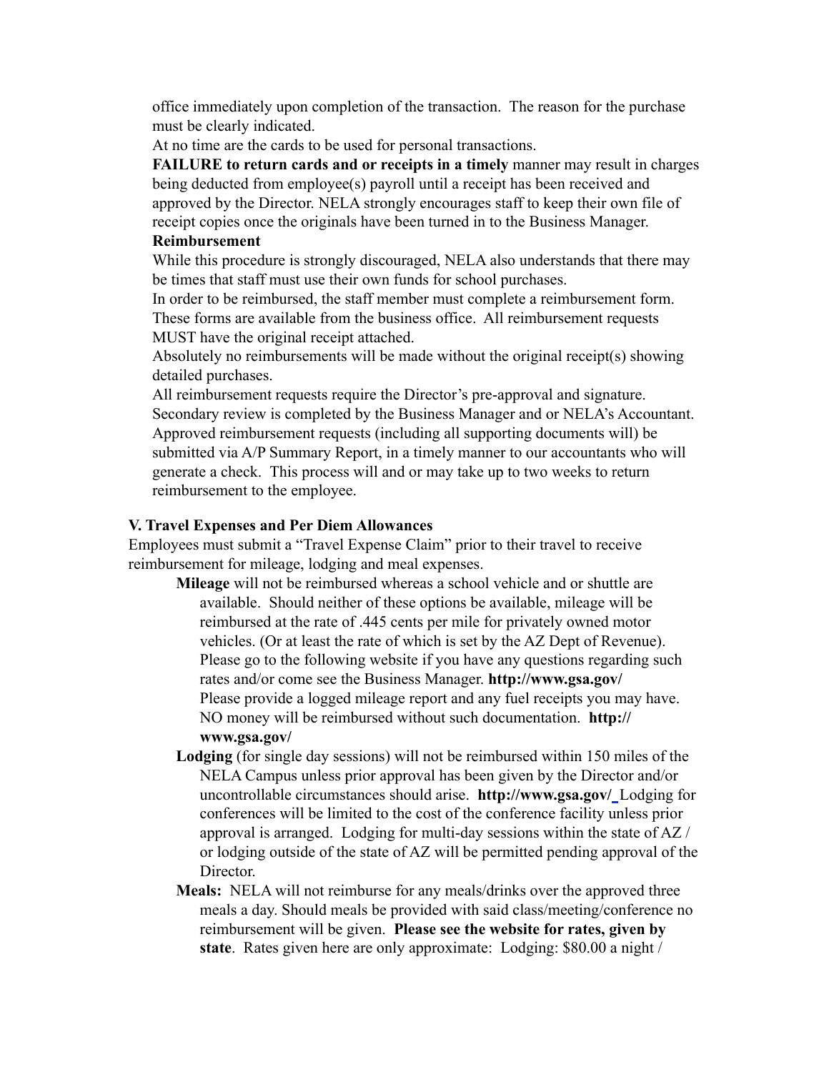office immediately upon completion of the transaction. The reason for the purchase must be clearly indicated.

At no time are the cards to be used for personal transactions.

**FAILURE to return cards and or receipts in a timely** manner may result in charges being deducted from employee(s) payroll until a receipt has been received and approved by the Director. NELA strongly encourages staff to keep their own file of receipt copies once the originals have been turned in to the Business Manager.

**Reimbursement**

While this procedure is strongly discouraged, NELA also understands that there may be times that staff must use their own funds for school purchases.

In order to be reimbursed, the staff member must complete a reimbursement form. These forms are available from the business office. All reimbursement requests MUST have the original receipt attached.

Absolutely no reimbursements will be made without the original receipt(s) showing detailed purchases.

All reimbursement requests require the Director's pre-approval and signature. Secondary review is completed by the Business Manager and or NELA's Accountant. Approved reimbursement requests (including all supporting documents will) be submitted via A/P Summary Report, in a timely manner to our accountants who will generate a check. This process will and or may take up to two weeks to return reimbursement to the employee.

### V. Travel Expenses and Per Diem Allowances

Employees must submit a "Travel Expense Claim" prior to their travel to receive reimbursement for mileage, lodging and meal expenses.

- **Mileage** will not be reimbursed whereas a school vehicle and or shuttle are available. Should neither of these options be available, mileage will be reimbursed at the rate of .445 cents per mile for privately owned motor vehicles. (Or at least the rate of which is set by the AZ Dept of Revenue). Please go to the following website if you have any questions regarding such rates and/or come see the Business Manager. **http://www.gsa.gov/**
  Please provide a logged mileage report and any fuel receipts you may have. NO money will be reimbursed without such documentation. **http://www.gsa.gov/**
- **Lodging** (for single day sessions) will not be reimbursed within 150 miles of the NELA Campus unless prior approval has been given by the Director and/or uncontrollable circumstances should arise. **http://www.gsa.gov/** Lodging for conferences will be limited to the cost of the conference facility unless prior approval is arranged. Lodging for multi-day sessions within the state of AZ / or lodging outside of the state of AZ will be permitted pending approval of the Director.
- **Meals:** NELA will not reimburse for any meals/drinks over the approved three meals a day. Should meals be provided with said class/meeting/conference no reimbursement will be given. **Please see the website for rates, given by state**. Rates given here are only approximate: Lodging: $80.00 a night /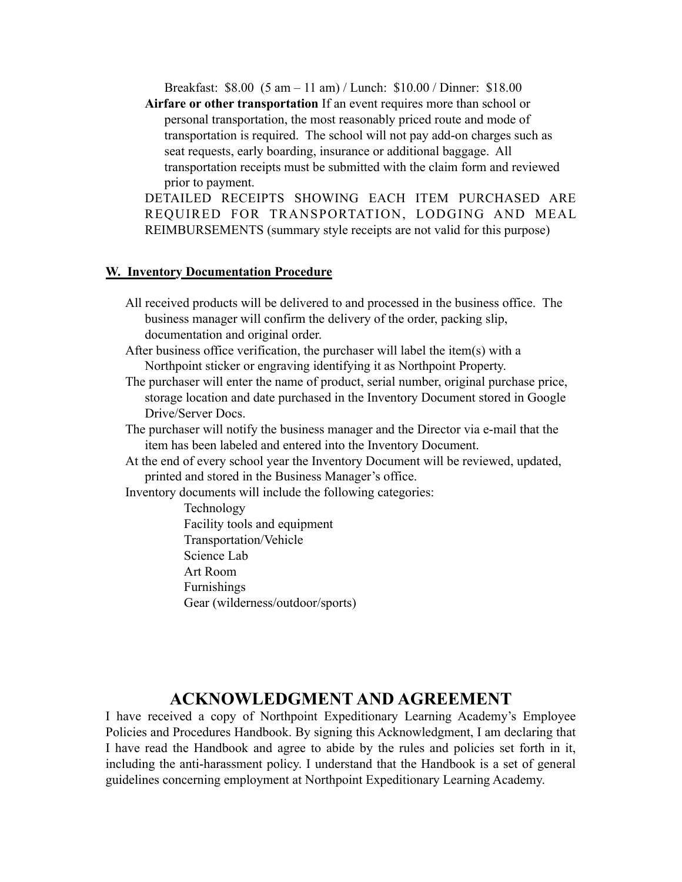Breakfast: $8.00 (5 am – 11 am) / Lunch: $10.00 / Dinner: $18.00

**Airfare or other transportation** If an event requires more than school or personal transportation, the most reasonably priced route and mode of transportation is required. The school will not pay add-on charges such as seat requests, early boarding, insurance or additional baggage. All transportation receipts must be submitted with the claim form and reviewed prior to payment.

DETAILED RECEIPTS SHOWING EACH ITEM PURCHASED ARE REQUIRED FOR TRANSPORTATION, LODGING AND MEAL REIMBURSEMENTS (summary style receipts are not valid for this purpose)

**W. Inventory Documentation Procedure**

All received products will be delivered to and processed in the business office. The business manager will confirm the delivery of the order, packing slip, documentation and original order.

After business office verification, the purchaser will label the item(s) with a Northpoint sticker or engraving identifying it as Northpoint Property.

The purchaser will enter the name of product, serial number, original purchase price, storage location and date purchased in the Inventory Document stored in Google Drive/Server Docs.

The purchaser will notify the business manager and the Director via e-mail that the item has been labeled and entered into the Inventory Document.

At the end of every school year the Inventory Document will be reviewed, updated, printed and stored in the Business Manager's office.

Inventory documents will include the following categories:

- Technology
- Facility tools and equipment
- Transportation/Vehicle
- Science Lab
- Art Room
- Furnishings
- Gear (wilderness/outdoor/sports)

# ACKNOWLEDGMENT AND AGREEMENT

I have received a copy of Northpoint Expeditionary Learning Academy's Employee Policies and Procedures Handbook. By signing this Acknowledgment, I am declaring that I have read the Handbook and agree to abide by the rules and policies set forth in it, including the anti-harassment policy. I understand that the Handbook is a set of general guidelines concerning employment at Northpoint Expeditionary Learning Academy.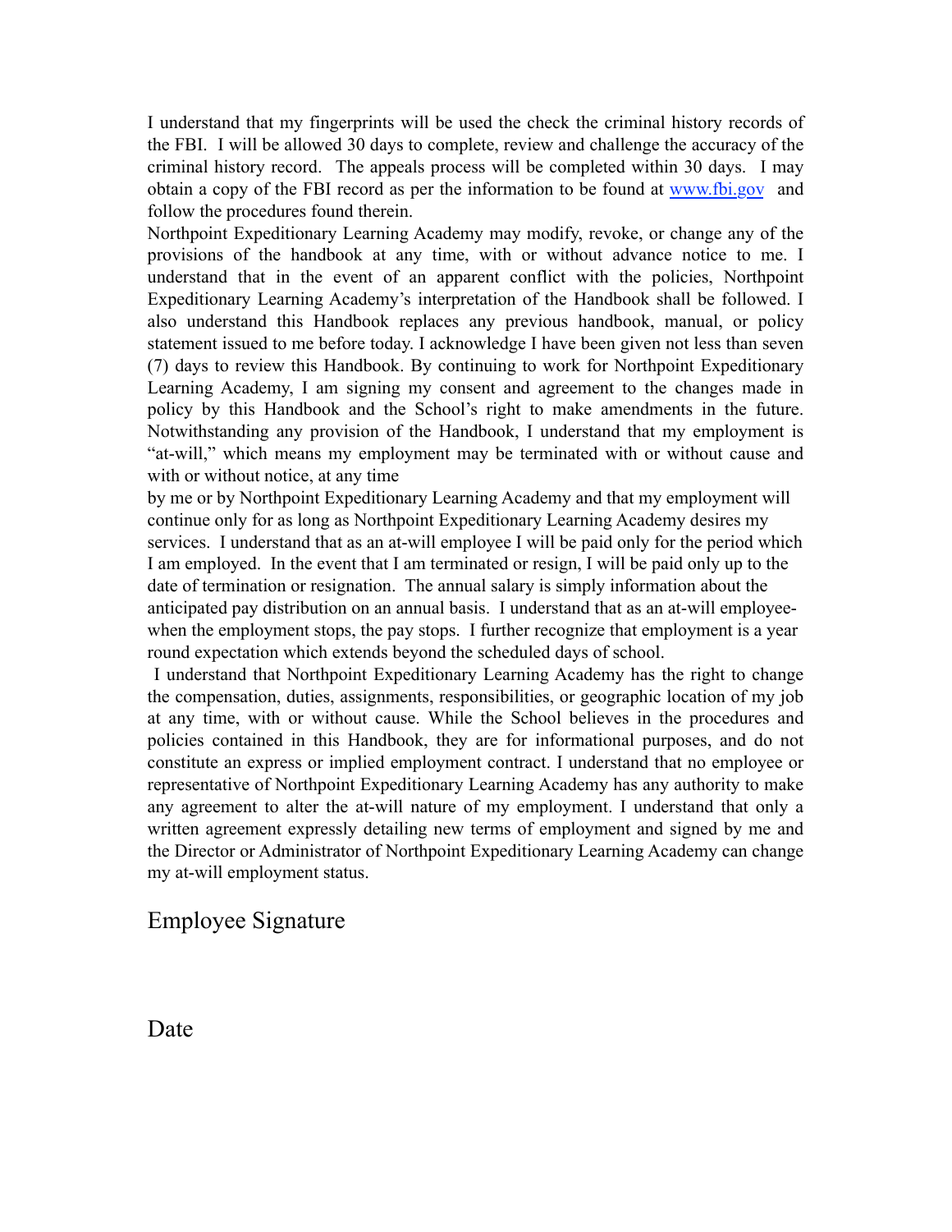I understand that my fingerprints will be used the check the criminal history records of the FBI. I will be allowed 30 days to complete, review and challenge the accuracy of the criminal history record. The appeals process will be completed within 30 days. I may obtain a copy of the FBI record as per the information to be found at [www.fbi.gov](http://www.fbi.gov) and follow the procedures found therein.

Northpoint Expeditionary Learning Academy may modify, revoke, or change any of the provisions of the handbook at any time, with or without advance notice to me. I understand that in the event of an apparent conflict with the policies, Northpoint Expeditionary Learning Academy's interpretation of the Handbook shall be followed. I also understand this Handbook replaces any previous handbook, manual, or policy statement issued to me before today. I acknowledge I have been given not less than seven (7) days to review this Handbook. By continuing to work for Northpoint Expeditionary Learning Academy, I am signing my consent and agreement to the changes made in policy by this Handbook and the School's right to make amendments in the future. Notwithstanding any provision of the Handbook, I understand that my employment is "at-will," which means my employment may be terminated with or without cause and with or without notice, at any time by me or by Northpoint Expeditionary Learning Academy and that my employment will continue only for as long as Northpoint Expeditionary Learning Academy desires my services. I understand that as an at-will employee I will be paid only for the period which I am employed. In the event that I am terminated or resign, I will be paid only up to the date of termination or resignation. The annual salary is simply information about the anticipated pay distribution on an annual basis. I understand that as an at-will employee- when the employment stops, the pay stops. I further recognize that employment is a year round expectation which extends beyond the scheduled days of school.

I understand that Northpoint Expeditionary Learning Academy has the right to change the compensation, duties, assignments, responsibilities, or geographic location of my job at any time, with or without cause. While the School believes in the procedures and policies contained in this Handbook, they are for informational purposes, and do not constitute an express or implied employment contract. I understand that no employee or representative of Northpoint Expeditionary Learning Academy has any authority to make any agreement to alter the at-will nature of my employment. I understand that only a written agreement expressly detailing new terms of employment and signed by me and the Director or Administrator of Northpoint Expeditionary Learning Academy can change my at-will employment status.

Employee Signature

Date